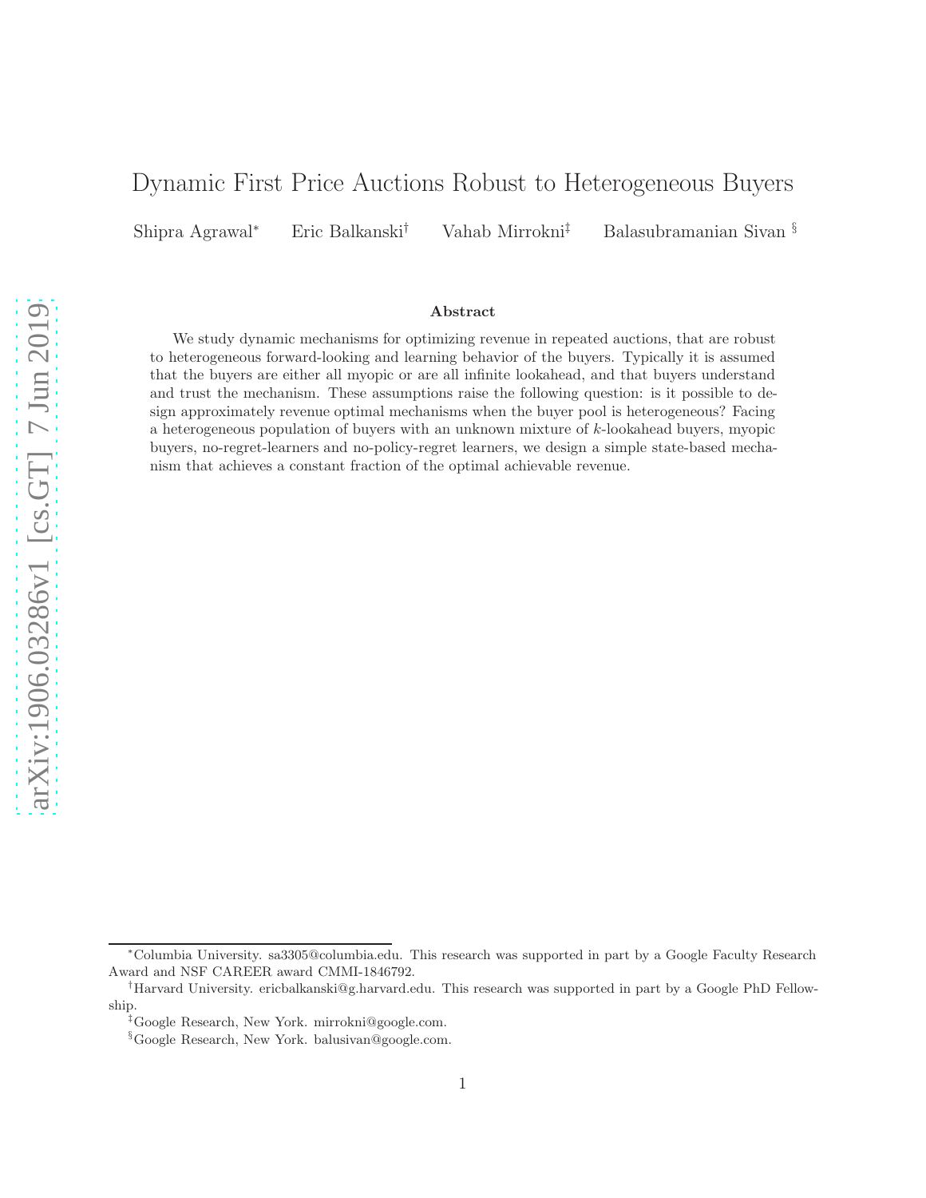# Dynamic First Price Auctions Robust to Heterogeneous Buyers

Shipra Agrawal[*] Eric Balkanski[†] Vahab Mirrokni[‡] Balasubramanian Sivan[§]

### Abstract

We study dynamic mechanisms for optimizing revenue in repeated auctions, that are robust to heterogeneous forward-looking and learning behavior of the buyers. Typically it is assumed that the buyers are either all myopic or are all infinite lookahead, and that buyers understand and trust the mechanism. These assumptions raise the following question: is it possible to design approximately revenue optimal mechanisms when the buyer pool is heterogeneous? Facing a heterogeneous population of buyers with an unknown mixture of $k$-lookahead buyers, myopic buyers, no-regret-learners and no-policy-regret learners, we design a simple state-based mechanism that achieves a constant fraction of the optimal achievable revenue.

[*]Columbia University. sa3305@columbia.edu. This research was supported in part by a Google Faculty Research Award and NSF CAREER award CMMI-1846792.

[†]Harvard University. ericbalkanski@g.harvard.edu. This research was supported in part by a Google PhD Fellowship.

[‡]Google Research, New York. mirrokni@google.com.

[§]Google Research, New York. balusivan@google.com.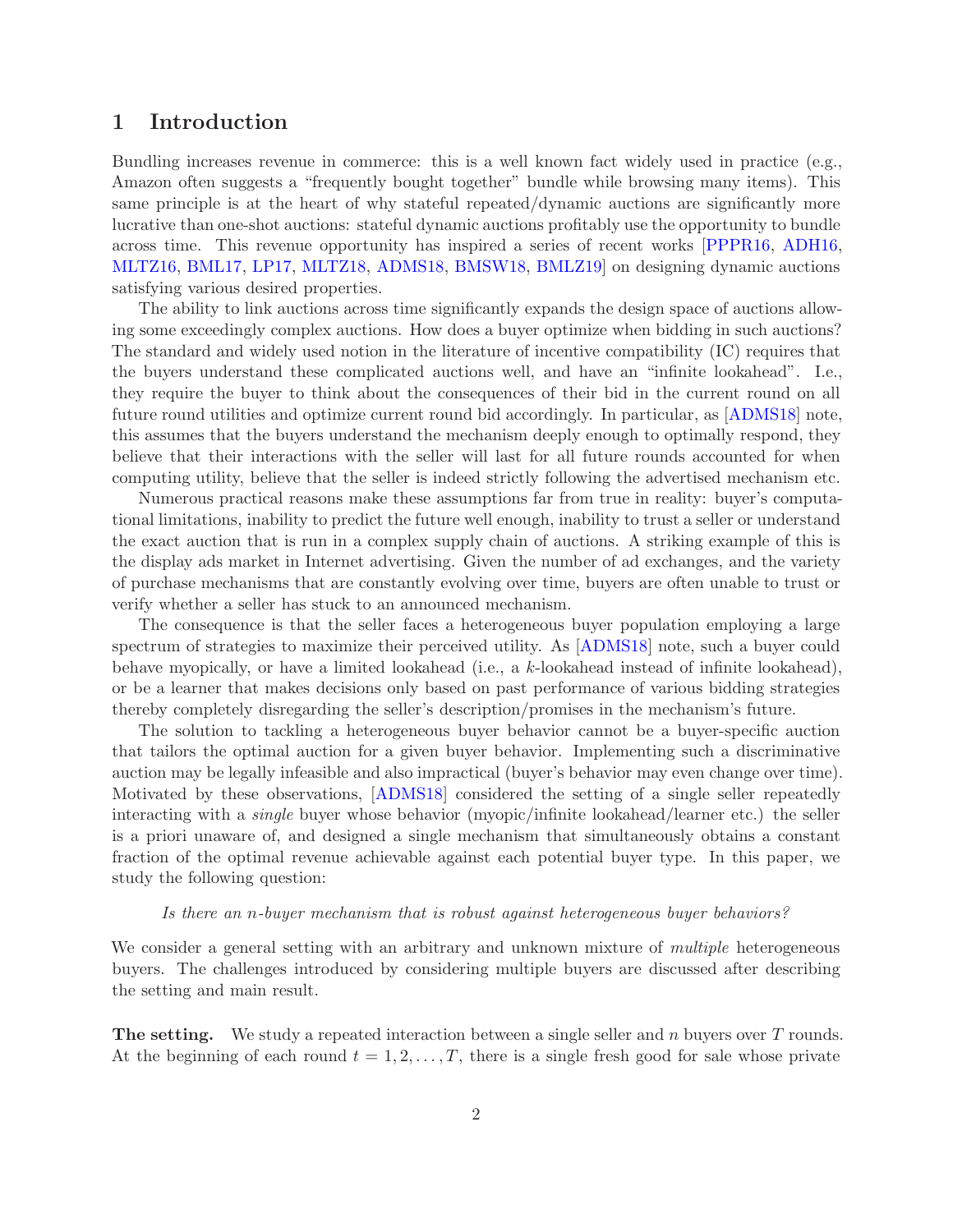# 1 Introduction

Bundling increases revenue in commerce: this is a well known fact widely used in practice (e.g., Amazon often suggests a "frequently bought together" bundle while browsing many items). This same principle is at the heart of why stateful repeated/dynamic auctions are significantly more lucrative than one-shot auctions: stateful dynamic auctions profitably use the opportunity to bundle across time. This revenue opportunity has inspired a series of recent works [PPPR16, ADH16, MLTZ16, BML17, LP17, MLTZ18, ADMS18, BMSW18, BMLZ19] on designing dynamic auctions satisfying various desired properties.

The ability to link auctions across time significantly expands the design space of auctions allowing some exceedingly complex auctions. How does a buyer optimize when bidding in such auctions? The standard and widely used notion in the literature of incentive compatibility (IC) requires that the buyers understand these complicated auctions well, and have an "infinite lookahead". I.e., they require the buyer to think about the consequences of their bid in the current round on all future round utilities and optimize current round bid accordingly. In particular, as [ADMS18] note, this assumes that the buyers understand the mechanism deeply enough to optimally respond, they believe that their interactions with the seller will last for all future rounds accounted for when computing utility, believe that the seller is indeed strictly following the advertised mechanism etc.

Numerous practical reasons make these assumptions far from true in reality: buyer's computational limitations, inability to predict the future well enough, inability to trust a seller or understand the exact auction that is run in a complex supply chain of auctions. A striking example of this is the display ads market in Internet advertising. Given the number of ad exchanges, and the variety of purchase mechanisms that are constantly evolving over time, buyers are often unable to trust or verify whether a seller has stuck to an announced mechanism.

The consequence is that the seller faces a heterogeneous buyer population employing a large spectrum of strategies to maximize their perceived utility. As [ADMS18] note, such a buyer could behave myopically, or have a limited lookahead (i.e., a $k$-lookahead instead of infinite lookahead), or be a learner that makes decisions only based on past performance of various bidding strategies thereby completely disregarding the seller's description/promises in the mechanism's future.

The solution to tackling a heterogeneous buyer behavior cannot be a buyer-specific auction that tailors the optimal auction for a given buyer behavior. Implementing such a discriminative auction may be legally infeasible and also impractical (buyer's behavior may even change over time). Motivated by these observations, [ADMS18] considered the setting of a single seller repeatedly interacting with a *single* buyer whose behavior (myopic/infinite lookahead/learner etc.) the seller is a priori unaware of, and designed a single mechanism that simultaneously obtains a constant fraction of the optimal revenue achievable against each potential buyer type. In this paper, we study the following question:

*Is there an $n$-buyer mechanism that is robust against heterogeneous buyer behaviors?*

We consider a general setting with an arbitrary and unknown mixture of *multiple* heterogeneous buyers. The challenges introduced by considering multiple buyers are discussed after describing the setting and main result.

**The setting.** We study a repeated interaction between a single seller and $n$ buyers over $T$ rounds. At the beginning of each round $t = 1, 2, \ldots, T$, there is a single fresh good for sale whose private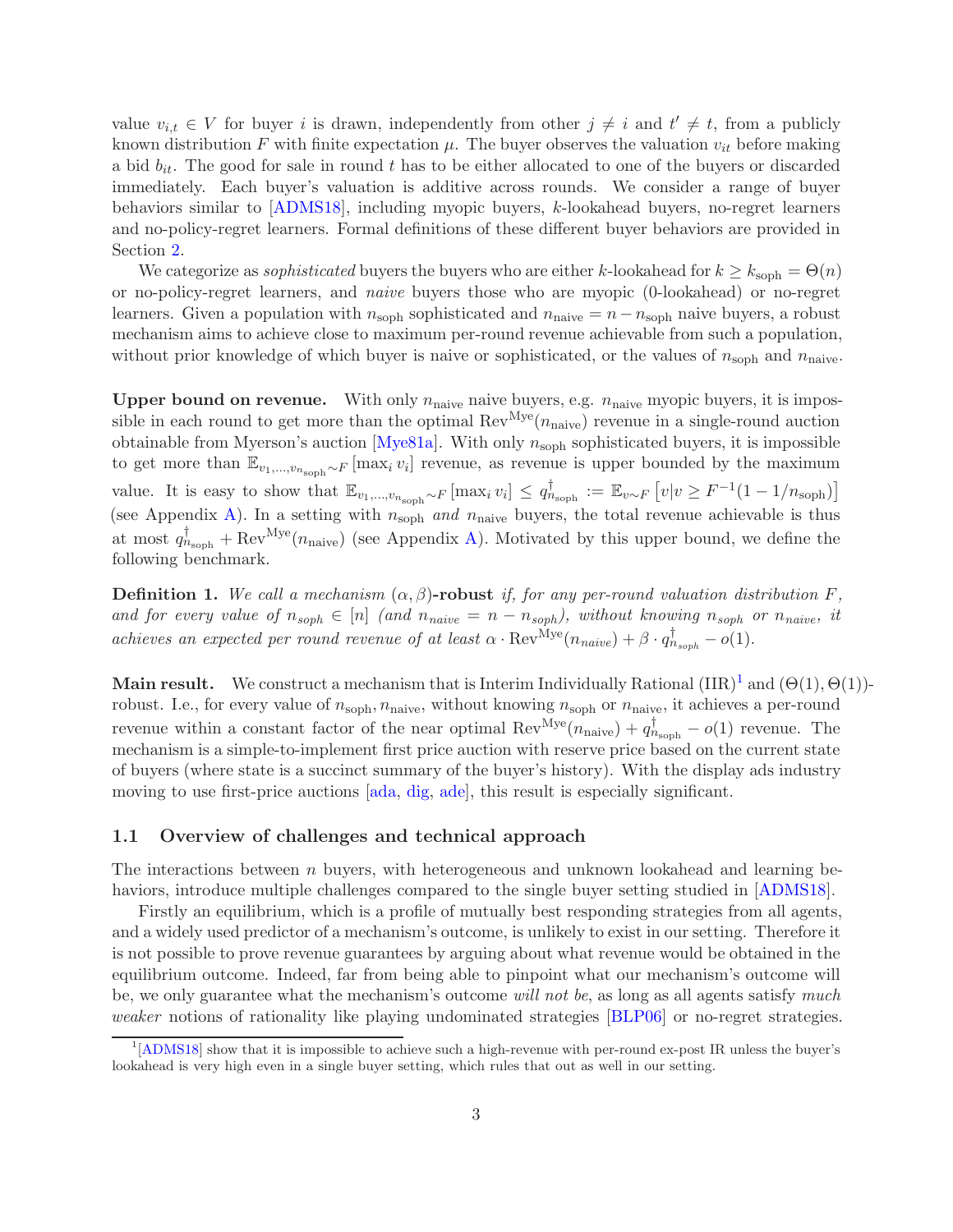value $v_{i,t} \in V$ for buyer $i$ is drawn, independently from other $j \neq i$ and $t' \neq t$, from a publicly known distribution $F$ with finite expectation $\mu$. The buyer observes the valuation $v_{it}$ before making a bid $b_{it}$. The good for sale in round $t$ has to be either allocated to one of the buyers or discarded immediately. Each buyer's valuation is additive across rounds. We consider a range of buyer behaviors similar to [ADMS18], including myopic buyers, $k$-lookahead buyers, no-regret learners and no-policy-regret learners. Formal definitions of these different buyer behaviors are provided in Section 2.

We categorize as *sophisticated* buyers the buyers who are either $k$-lookahead for $k \geq k_{\text{soph}} = \Theta(n)$ or no-policy-regret learners, and *naive* buyers those who are myopic (0-lookahead) or no-regret learners. Given a population with $n_{\text{soph}}$ sophisticated and $n_{\text{naive}} = n - n_{\text{soph}}$ naive buyers, a robust mechanism aims to achieve close to maximum per-round revenue achievable from such a population, without prior knowledge of which buyer is naive or sophisticated, or the values of $n_{\text{soph}}$ and $n_{\text{naive}}$.

**Upper bound on revenue.** With only $n_{\text{naive}}$ naive buyers, e.g. $n_{\text{naive}}$ myopic buyers, it is impossible in each round to get more than the optimal $\text{Rev}^{\text{Mye}}(n_{\text{naive}})$ revenue in a single-round auction obtainable from Myerson's auction [Mye81a]. With only $n_{\text{soph}}$ sophisticated buyers, it is impossible to get more than $\mathbb{E}_{v_1,\ldots,v_{n_{\text{soph}}}\sim F}[\max_i v_i]$ revenue, as revenue is upper bounded by the maximum value. It is easy to show that $\mathbb{E}_{v_1,\ldots,v_{n_{\text{soph}}}\sim F}[\max_i v_i] \leq q^{\dagger}_{n_{\text{soph}}} := \mathbb{E}_{v\sim F}\left[v | v \geq F^{-1}(1 - 1/n_{\text{soph}})\right]$ (see Appendix A). In a setting with $n_{\text{soph}}$ *and* $n_{\text{naive}}$ buyers, the total revenue achievable is thus at most $q^{\dagger}_{n_{\text{soph}}} + \text{Rev}^{\text{Mye}}(n_{\text{naive}})$ (see Appendix A). Motivated by this upper bound, we define the following benchmark.

**Definition 1.** *We call a mechanism* $(\alpha, \beta)$**-robust** *if, for any per-round valuation distribution $F$, and for every value of $n_{soph} \in [n]$ (and $n_{naive} = n - n_{soph}$), without knowing $n_{soph}$ or $n_{naive}$, it achieves an expected per round revenue of at least $\alpha \cdot \text{Rev}^{\text{Mye}}(n_{naive}) + \beta \cdot q^{\dagger}_{n_{soph}} - o(1)$.*

**Main result.** We construct a mechanism that is Interim Individually Rational (IIR)[1] and $(\Theta(1), \Theta(1))$-robust. I.e., for every value of $n_{\text{soph}}, n_{\text{naive}}$, without knowing $n_{\text{soph}}$ or $n_{\text{naive}}$, it achieves a per-round revenue within a constant factor of the near optimal $\text{Rev}^{\text{Mye}}(n_{\text{naive}}) + q^{\dagger}_{n_{\text{soph}}} - o(1)$ revenue. The mechanism is a simple-to-implement first price auction with reserve price based on the current state of buyers (where state is a succinct summary of the buyer's history). With the display ads industry moving to use first-price auctions [ada, dig, ade], this result is especially significant.

## 1.1 Overview of challenges and technical approach

The interactions between $n$ buyers, with heterogeneous and unknown lookahead and learning behaviors, introduce multiple challenges compared to the single buyer setting studied in [ADMS18].

Firstly an equilibrium, which is a profile of mutually best responding strategies from all agents, and a widely used predictor of a mechanism's outcome, is unlikely to exist in our setting. Therefore it is not possible to prove revenue guarantees by arguing about what revenue would be obtained in the equilibrium outcome. Indeed, far from being able to pinpoint what our mechanism's outcome will be, we only guarantee what the mechanism's outcome *will not be*, as long as all agents satisfy *much weaker* notions of rationality like playing undominated strategies [BLP06] or no-regret strategies.

[1] [ADMS18] show that it is impossible to achieve such a high-revenue with per-round ex-post IR unless the buyer's lookahead is very high even in a single buyer setting, which rules that out as well in our setting.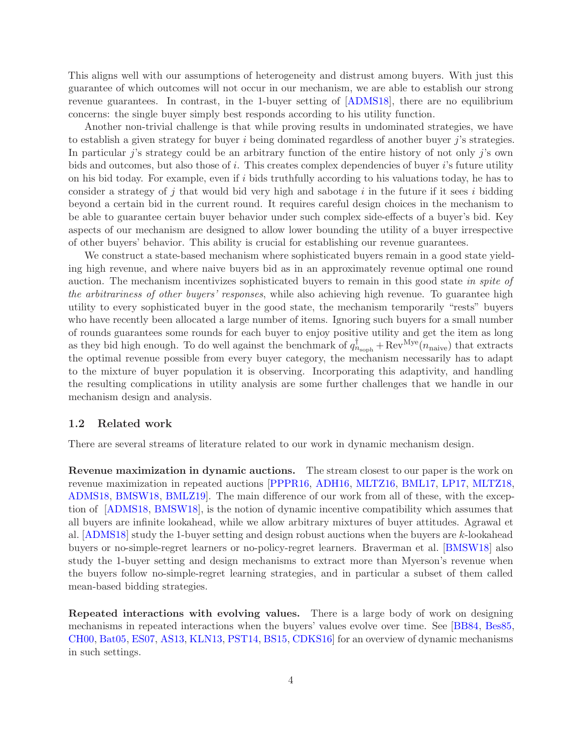This aligns well with our assumptions of heterogeneity and distrust among buyers. With just this guarantee of which outcomes will not occur in our mechanism, we are able to establish our strong revenue guarantees. In contrast, in the 1-buyer setting of [ADMS18], there are no equilibrium concerns: the single buyer simply best responds according to his utility function.

Another non-trivial challenge is that while proving results in undominated strategies, we have to establish a given strategy for buyer $i$ being dominated regardless of another buyer $j$'s strategies. In particular $j$'s strategy could be an arbitrary function of the entire history of not only $j$'s own bids and outcomes, but also those of $i$. This creates complex dependencies of buyer $i$'s future utility on his bid today. For example, even if $i$ bids truthfully according to his valuations today, he has to consider a strategy of $j$ that would bid very high and sabotage $i$ in the future if it sees $i$ bidding beyond a certain bid in the current round. It requires careful design choices in the mechanism to be able to guarantee certain buyer behavior under such complex side-effects of a buyer's bid. Key aspects of our mechanism are designed to allow lower bounding the utility of a buyer irrespective of other buyers' behavior. This ability is crucial for establishing our revenue guarantees.

We construct a state-based mechanism where sophisticated buyers remain in a good state yielding high revenue, and where naive buyers bid as in an approximately revenue optimal one round auction. The mechanism incentivizes sophisticated buyers to remain in this good state *in spite of the arbitrariness of other buyers' responses*, while also achieving high revenue. To guarantee high utility to every sophisticated buyer in the good state, the mechanism temporarily "rests" buyers who have recently been allocated a large number of items. Ignoring such buyers for a small number of rounds guarantees some rounds for each buyer to enjoy positive utility and get the item as long as they bid high enough. To do well against the benchmark of $q^{\dagger}_{n_{\text{soph}}} + \text{Rev}^{\text{Mye}}(n_{\text{naive}})$ that extracts the optimal revenue possible from every buyer category, the mechanism necessarily has to adapt to the mixture of buyer population it is observing. Incorporating this adaptivity, and handling the resulting complications in utility analysis are some further challenges that we handle in our mechanism design and analysis.

## 1.2 Related work

There are several streams of literature related to our work in dynamic mechanism design.

**Revenue maximization in dynamic auctions.** The stream closest to our paper is the work on revenue maximization in repeated auctions [PPPR16, ADH16, MLTZ16, BML17, LP17, MLTZ18, ADMS18, BMSW18, BMLZ19]. The main difference of our work from all of these, with the exception of [ADMS18, BMSW18], is the notion of dynamic incentive compatibility which assumes that all buyers are infinite lookahead, while we allow arbitrary mixtures of buyer attitudes. Agrawal et al. [ADMS18] study the 1-buyer setting and design robust auctions when the buyers are $k$-lookahead buyers or no-simple-regret learners or no-policy-regret learners. Braverman et al. [BMSW18] also study the 1-buyer setting and design mechanisms to extract more than Myerson's revenue when the buyers follow no-simple-regret learning strategies, and in particular a subset of them called mean-based bidding strategies.

**Repeated interactions with evolving values.** There is a large body of work on designing mechanisms in repeated interactions when the buyers' values evolve over time. See [BB84, Bes85, CH00, Bat05, ES07, AS13, KLN13, PST14, BS15, CDKS16] for an overview of dynamic mechanisms in such settings.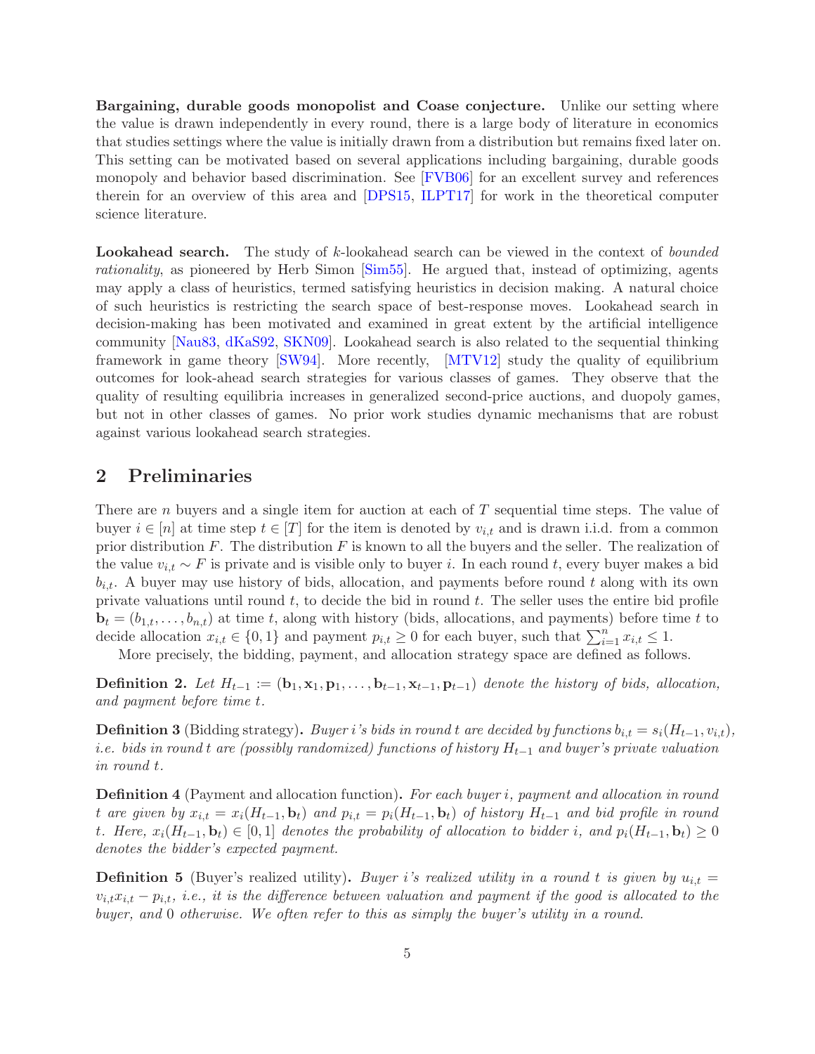**Bargaining, durable goods monopolist and Coase conjecture.** Unlike our setting where the value is drawn independently in every round, there is a large body of literature in economics that studies settings where the value is initially drawn from a distribution but remains fixed later on. This setting can be motivated based on several applications including bargaining, durable goods monopoly and behavior based discrimination. See [FVB06] for an excellent survey and references therein for an overview of this area and [DPS15, ILPT17] for work in the theoretical computer science literature.

**Lookahead search.** The study of $k$-lookahead search can be viewed in the context of *bounded rationality*, as pioneered by Herb Simon [Sim55]. He argued that, instead of optimizing, agents may apply a class of heuristics, termed satisfying heuristics in decision making. A natural choice of such heuristics is restricting the search space of best-response moves. Lookahead search in decision-making has been motivated and examined in great extent by the artificial intelligence community [Nau83, dKaS92, SKN09]. Lookahead search is also related to the sequential thinking framework in game theory [SW94]. More recently, [MTV12] study the quality of equilibrium outcomes for look-ahead search strategies for various classes of games. They observe that the quality of resulting equilibria increases in generalized second-price auctions, and duopoly games, but not in other classes of games. No prior work studies dynamic mechanisms that are robust against various lookahead search strategies.

## 2 Preliminaries

There are $n$ buyers and a single item for auction at each of $T$ sequential time steps. The value of buyer $i \in [n]$ at time step $t \in [T]$ for the item is denoted by $v_{i,t}$ and is drawn i.i.d. from a common prior distribution $F$. The distribution $F$ is known to all the buyers and the seller. The realization of the value $v_{i,t} \sim F$ is private and is visible only to buyer $i$. In each round $t$, every buyer makes a bid $b_{i,t}$. A buyer may use history of bids, allocation, and payments before round $t$ along with its own private valuations until round $t$, to decide the bid in round $t$. The seller uses the entire bid profile $\mathbf{b}_t = (b_{1,t}, \ldots, b_{n,t})$ at time $t$, along with history (bids, allocations, and payments) before time $t$ to decide allocation $x_{i,t} \in \{0, 1\}$ and payment $p_{i,t} \geq 0$ for each buyer, such that $\sum_{i=1}^{n} x_{i,t} \leq 1$.

More precisely, the bidding, payment, and allocation strategy space are defined as follows.

**Definition 2.** *Let $H_{t-1} := (\mathbf{b}_1, \mathbf{x}_1, \mathbf{p}_1, \ldots, \mathbf{b}_{t-1}, \mathbf{x}_{t-1}, \mathbf{p}_{t-1})$ denote the history of bids, allocation, and payment before time $t$.*

**Definition 3** (Bidding strategy)**.** *Buyer $i$'s bids in round $t$ are decided by functions $b_{i,t} = s_i(H_{t-1}, v_{i,t})$, i.e. bids in round $t$ are (possibly randomized) functions of history $H_{t-1}$ and buyer's private valuation in round $t$.*

**Definition 4** (Payment and allocation function)**.** *For each buyer $i$, payment and allocation in round $t$ are given by $x_{i,t} = x_i(H_{t-1}, \mathbf{b}_t)$ and $p_{i,t} = p_i(H_{t-1}, \mathbf{b}_t)$ of history $H_{t-1}$ and bid profile in round $t$. Here, $x_i(H_{t-1}, \mathbf{b}_t) \in [0, 1]$ denotes the probability of allocation to bidder $i$, and $p_i(H_{t-1}, \mathbf{b}_t) \geq 0$ denotes the bidder's expected payment.*

**Definition 5** (Buyer's realized utility)**.** *Buyer $i$'s realized utility in a round $t$ is given by $u_{i,t} = v_{i,t}x_{i,t} - p_{i,t}$, i.e., it is the difference between valuation and payment if the good is allocated to the buyer, and $0$ otherwise. We often refer to this as simply the buyer's utility in a round.*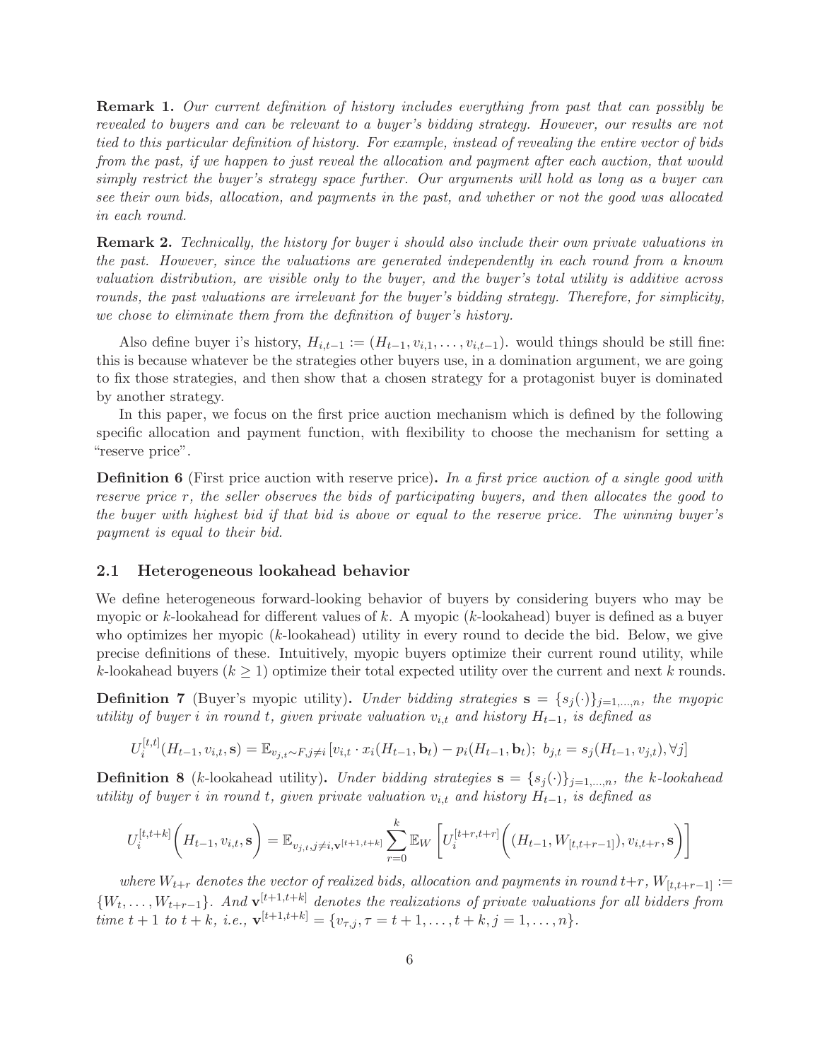**Remark 1.** *Our current definition of history includes everything from past that can possibly be revealed to buyers and can be relevant to a buyer's bidding strategy. However, our results are not tied to this particular definition of history. For example, instead of revealing the entire vector of bids from the past, if we happen to just reveal the allocation and payment after each auction, that would simply restrict the buyer's strategy space further. Our arguments will hold as long as a buyer can see their own bids, allocation, and payments in the past, and whether or not the good was allocated in each round.*

**Remark 2.** *Technically, the history for buyer i should also include their own private valuations in the past. However, since the valuations are generated independently in each round from a known valuation distribution, are visible only to the buyer, and the buyer's total utility is additive across rounds, the past valuations are irrelevant for the buyer's bidding strategy. Therefore, for simplicity, we chose to eliminate them from the definition of buyer's history.*

Also define buyer i's history, $H_{i,t-1} := (H_{t-1}, v_{i,1}, \ldots, v_{i,t-1})$. would things should be still fine: this is because whatever be the strategies other buyers use, in a domination argument, we are going to fix those strategies, and then show that a chosen strategy for a protagonist buyer is dominated by another strategy.

In this paper, we focus on the first price auction mechanism which is defined by the following specific allocation and payment function, with flexibility to choose the mechanism for setting a "reserve price".

**Definition 6** (First price auction with reserve price)**.** *In a first price auction of a single good with reserve price r, the seller observes the bids of participating buyers, and then allocates the good to the buyer with highest bid if that bid is above or equal to the reserve price. The winning buyer's payment is equal to their bid.*

## 2.1 Heterogeneous lookahead behavior

We define heterogeneous forward-looking behavior of buyers by considering buyers who may be myopic or $k$-lookahead for different values of $k$. A myopic ($k$-lookahead) buyer is defined as a buyer who optimizes her myopic ($k$-lookahead) utility in every round to decide the bid. Below, we give precise definitions of these. Intuitively, myopic buyers optimize their current round utility, while $k$-lookahead buyers ($k \geq 1$) optimize their total expected utility over the current and next $k$ rounds.

**Definition 7** (Buyer's myopic utility)**.** *Under bidding strategies $\mathbf{s} = \{s_j(\cdot)\}_{j=1,\ldots,n}$, the myopic utility of buyer $i$ in round $t$, given private valuation $v_{i,t}$ and history $H_{t-1}$, is defined as*

$$U_i^{[t,t]}(H_{t-1}, v_{i,t}, \mathbf{s}) = \mathbb{E}_{v_{j,t}\sim F, j\neq i}[v_{i,t} \cdot x_i(H_{t-1}, \mathbf{b}_t) - p_i(H_{t-1}, \mathbf{b}_t);\ b_{j,t} = s_j(H_{t-1}, v_{j,t}), \forall j]$$

**Definition 8** ($k$-lookahead utility)**.** *Under bidding strategies $\mathbf{s} = \{s_j(\cdot)\}_{j=1,\ldots,n}$, the $k$-lookahead utility of buyer $i$ in round $t$, given private valuation $v_{i,t}$ and history $H_{t-1}$, is defined as*

$$U_i^{[t,t+k]}\bigg(H_{t-1}, v_{i,t}, \mathbf{s}\bigg) = \mathbb{E}_{v_{j,t}, j\neq i, \mathbf{v}^{[t+1,t+k]}} \sum_{r=0}^{k} \mathbb{E}_W \left[U_i^{[t+r,t+r]}\bigg((H_{t-1}, W_{[t,t+r-1]}), v_{i,t+r}, \mathbf{s}\bigg)\right]$$

*where $W_{t+r}$ denotes the vector of realized bids, allocation and payments in round $t+r$, $W_{[t,t+r-1]} := \{W_t, \ldots, W_{t+r-1}\}$. And $\mathbf{v}^{[t+1,t+k]}$ denotes the realizations of private valuations for all bidders from time $t+1$ to $t+k$, i.e., $\mathbf{v}^{[t+1,t+k]} = \{v_{\tau,j}, \tau = t+1, \ldots, t+k, j = 1, \ldots, n\}$.*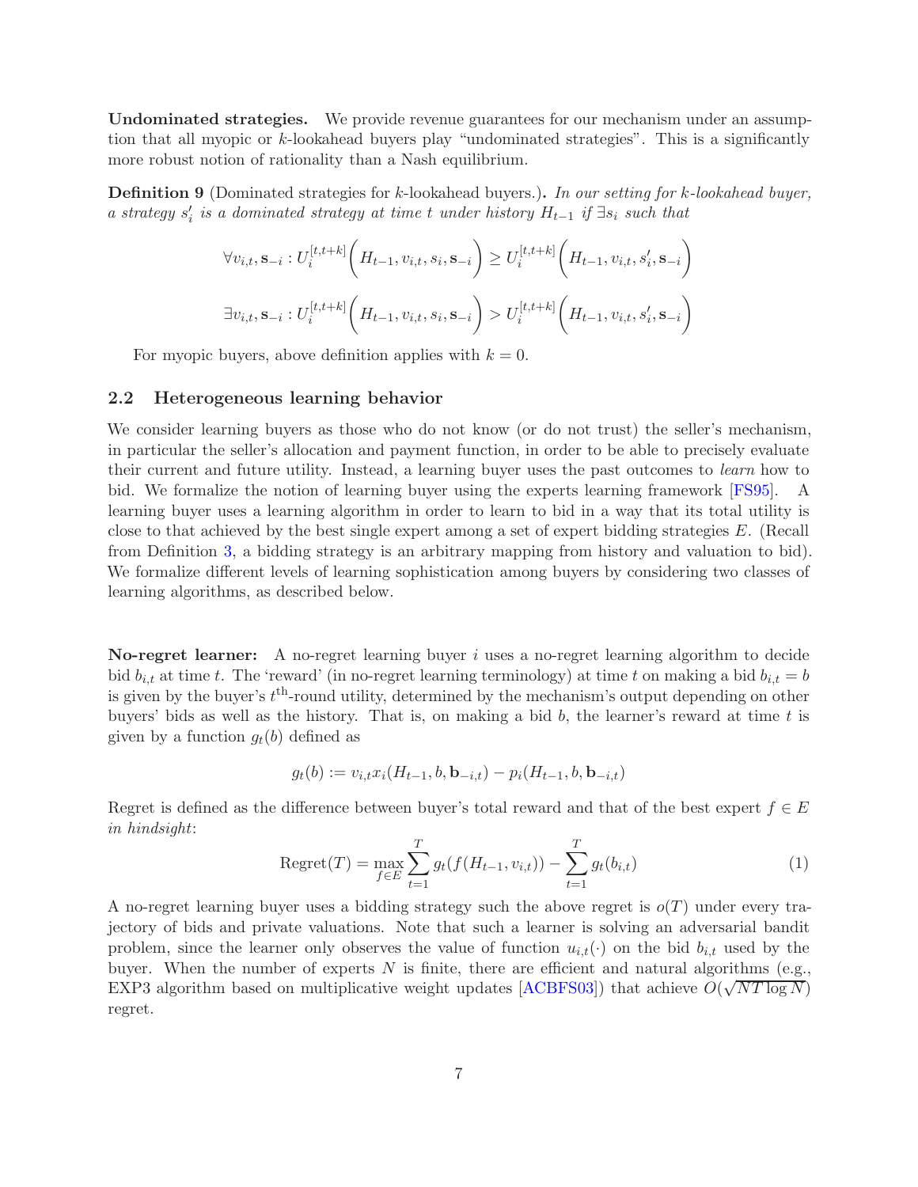**Undominated strategies.** We provide revenue guarantees for our mechanism under an assumption that all myopic or $k$-lookahead buyers play "undominated strategies". This is a significantly more robust notion of rationality than a Nash equilibrium.

**Definition 9** (Dominated strategies for $k$-lookahead buyers.)**.** *In our setting for $k$-lookahead buyer, a strategy $s'_i$ is a dominated strategy at time $t$ under history $H_{t-1}$ if $\exists s_i$ such that*

$$\forall v_{i,t}, \mathbf{s}_{-i} : U_i^{[t,t+k]}\Big(H_{t-1}, v_{i,t}, s_i, \mathbf{s}_{-i}\Big) \geq U_i^{[t,t+k]}\Big(H_{t-1}, v_{i,t}, s'_i, \mathbf{s}_{-i}\Big)$$

$$\exists v_{i,t}, \mathbf{s}_{-i} : U_i^{[t,t+k]}\Big(H_{t-1}, v_{i,t}, s_i, \mathbf{s}_{-i}\Big) > U_i^{[t,t+k]}\Big(H_{t-1}, v_{i,t}, s'_i, \mathbf{s}_{-i}\Big)$$

For myopic buyers, above definition applies with $k = 0$.

## 2.2 Heterogeneous learning behavior

We consider learning buyers as those who do not know (or do not trust) the seller's mechanism, in particular the seller's allocation and payment function, in order to be able to precisely evaluate their current and future utility. Instead, a learning buyer uses the past outcomes to *learn* how to bid. We formalize the notion of learning buyer using the experts learning framework [FS95]. A learning buyer uses a learning algorithm in order to learn to bid in a way that its total utility is close to that achieved by the best single expert among a set of expert bidding strategies $E$. (Recall from Definition 3, a bidding strategy is an arbitrary mapping from history and valuation to bid). We formalize different levels of learning sophistication among buyers by considering two classes of learning algorithms, as described below.

**No-regret learner:** A no-regret learning buyer $i$ uses a no-regret learning algorithm to decide bid $b_{i,t}$ at time $t$. The 'reward' (in no-regret learning terminology) at time $t$ on making a bid $b_{i,t} = b$ is given by the buyer's $t^{\text{th}}$-round utility, determined by the mechanism's output depending on other buyers' bids as well as the history. That is, on making a bid $b$, the learner's reward at time $t$ is given by a function $g_t(b)$ defined as

$$g_t(b) := v_{i,t} x_i(H_{t-1}, b, \mathbf{b}_{-i,t}) - p_i(H_{t-1}, b, \mathbf{b}_{-i,t})$$

Regret is defined as the difference between buyer's total reward and that of the best expert $f \in E$ *in hindsight*:

$$\text{Regret}(T) = \max_{f \in E} \sum_{t=1}^{T} g_t(f(H_{t-1}, v_{i,t})) - \sum_{t=1}^{T} g_t(b_{i,t}) \tag{1}$$

A no-regret learning buyer uses a bidding strategy such the above regret is $o(T)$ under every trajectory of bids and private valuations. Note that such a learner is solving an adversarial bandit problem, since the learner only observes the value of function $u_{i,t}(\cdot)$ on the bid $b_{i,t}$ used by the buyer. When the number of experts $N$ is finite, there are efficient and natural algorithms (e.g., EXP3 algorithm based on multiplicative weight updates [ACBFS03]) that achieve $O(\sqrt{NT \log N})$ regret.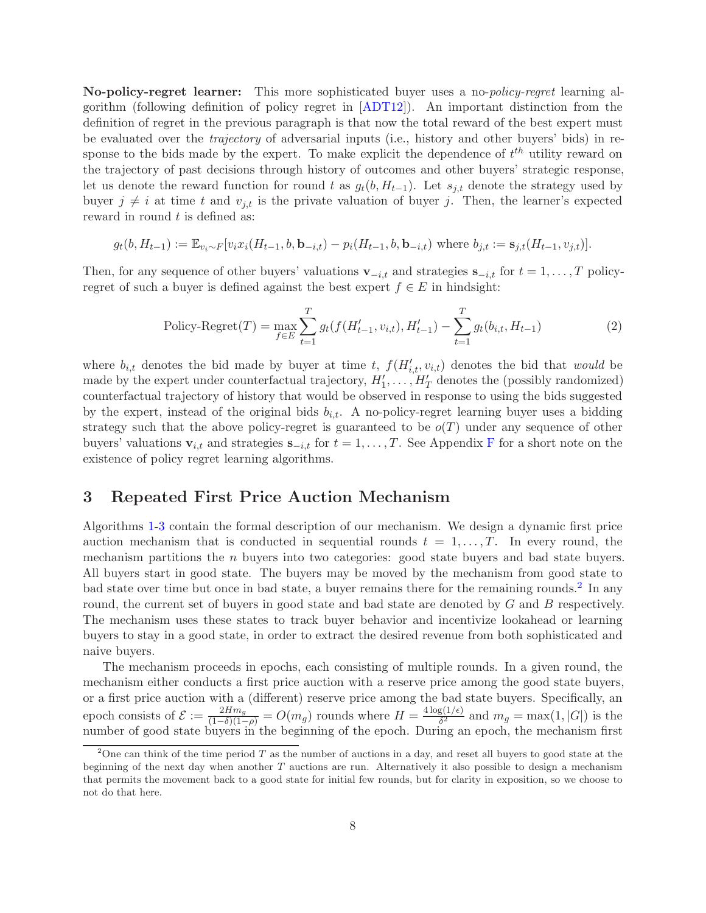**No-policy-regret learner:** This more sophisticated buyer uses a no-*policy-regret* learning algorithm (following definition of policy regret in [ADT12]). An important distinction from the definition of regret in the previous paragraph is that now the total reward of the best expert must be evaluated over the *trajectory* of adversarial inputs (i.e., history and other buyers' bids) in response to the bids made by the expert. To make explicit the dependence of $t^{th}$ utility reward on the trajectory of past decisions through history of outcomes and other buyers' strategic response, let us denote the reward function for round $t$ as $g_t(b, H_{t-1})$. Let $s_{j,t}$ denote the strategy used by buyer $j \neq i$ at time $t$ and $v_{j,t}$ is the private valuation of buyer $j$. Then, the learner's expected reward in round $t$ is defined as:

$$g_t(b, H_{t-1}) := \mathbb{E}_{v_i \sim F}[v_i x_i(H_{t-1}, b, \mathbf{b}_{-i,t}) - p_i(H_{t-1}, b, \mathbf{b}_{-i,t}) \text{ where } b_{j,t} := \mathbf{s}_{j,t}(H_{t-1}, v_{j,t})].$$

Then, for any sequence of other buyers' valuations $\mathbf{v}_{-i,t}$ and strategies $\mathbf{s}_{-i,t}$ for $t = 1, \ldots, T$ policy-regret of such a buyer is defined against the best expert $f \in E$ in hindsight:

$$\text{Policy-Regret}(T) = \max_{f \in E} \sum_{t=1}^{T} g_t(f(H'_{t-1}, v_{i,t}), H'_{t-1}) - \sum_{t=1}^{T} g_t(b_{i,t}, H_{t-1}) \tag{2}$$

where $b_{i,t}$ denotes the bid made by buyer at time $t$, $f(H'_{i,t}, v_{i,t})$ denotes the bid that *would* be made by the expert under counterfactual trajectory, $H'_1, \ldots, H'_T$ denotes the (possibly randomized) counterfactual trajectory of history that would be observed in response to using the bids suggested by the expert, instead of the original bids $b_{i,t}$. A no-policy-regret learning buyer uses a bidding strategy such that the above policy-regret is guaranteed to be $o(T)$ under any sequence of other buyers' valuations $\mathbf{v}_{i,t}$ and strategies $\mathbf{s}_{-i,t}$ for $t = 1, \ldots, T$. See Appendix F for a short note on the existence of policy regret learning algorithms.

## 3 Repeated First Price Auction Mechanism

Algorithms 1-3 contain the formal description of our mechanism. We design a dynamic first price auction mechanism that is conducted in sequential rounds $t = 1, \ldots, T$. In every round, the mechanism partitions the $n$ buyers into two categories: good state buyers and bad state buyers. All buyers start in good state. The buyers may be moved by the mechanism from good state to bad state over time but once in bad state, a buyer remains there for the remaining rounds.[2] In any round, the current set of buyers in good state and bad state are denoted by $G$ and $B$ respectively. The mechanism uses these states to track buyer behavior and incentivize lookahead or learning buyers to stay in a good state, in order to extract the desired revenue from both sophisticated and naive buyers.

The mechanism proceeds in epochs, each consisting of multiple rounds. In a given round, the mechanism either conducts a first price auction with a reserve price among the good state buyers, or a first price auction with a (different) reserve price among the bad state buyers. Specifically, an epoch consists of $\mathcal{E} := \frac{2Hm_g}{(1-\delta)(1-\rho)} = O(m_g)$ rounds where $H = \frac{4\log(1/\epsilon)}{\delta^2}$ and $m_g = \max(1, |G|)$ is the number of good state buyers in the beginning of the epoch. During an epoch, the mechanism first

[2] One can think of the time period $T$ as the number of auctions in a day, and reset all buyers to good state at the beginning of the next day when another $T$ auctions are run. Alternatively it also possible to design a mechanism that permits the movement back to a good state for initial few rounds, but for clarity in exposition, so we choose to not do that here.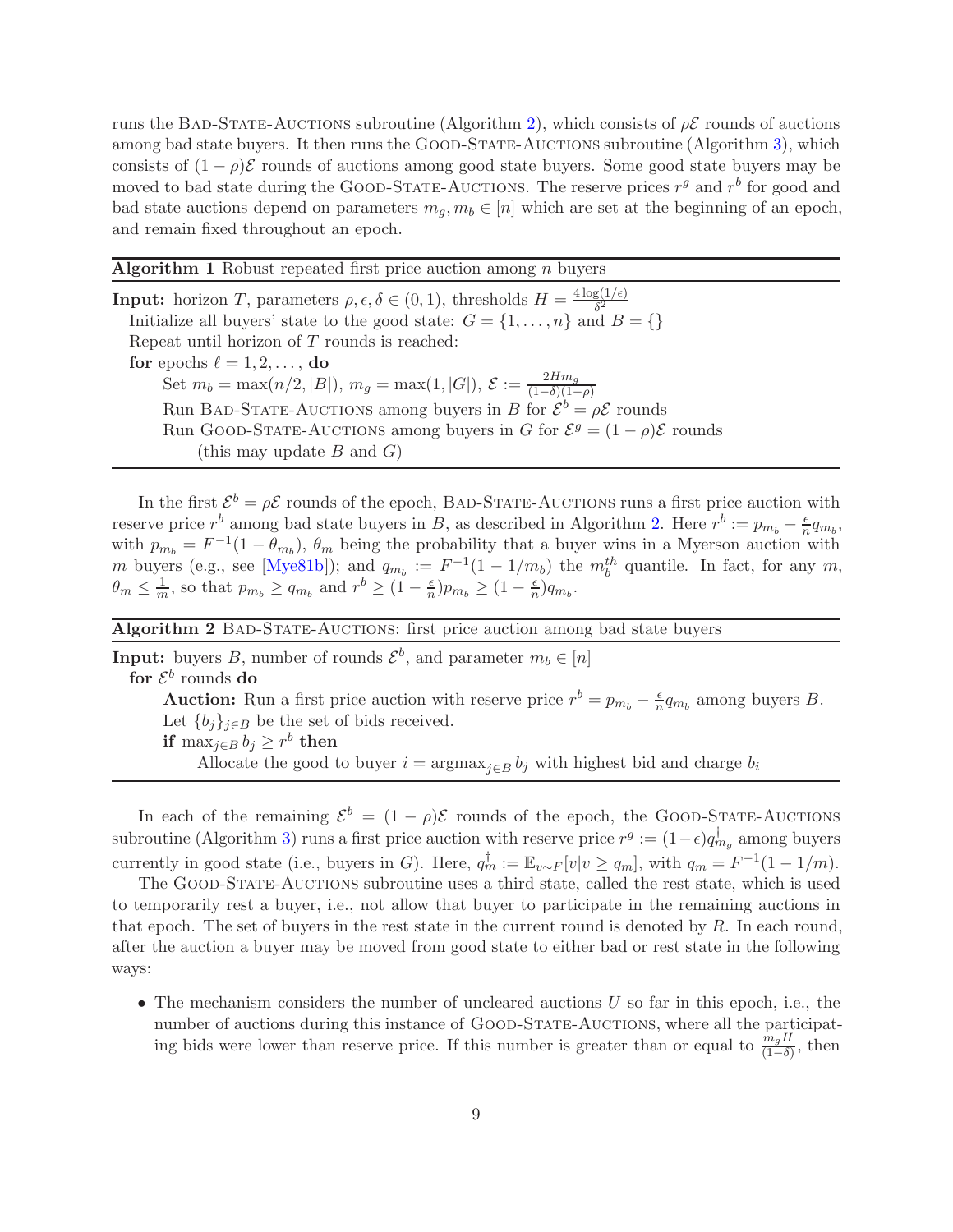runs the Bad-State-Auctions subroutine (Algorithm 2), which consists of $\rho\mathcal{E}$ rounds of auctions among bad state buyers. It then runs the Good-State-Auctions subroutine (Algorithm 3), which consists of $(1-\rho)\mathcal{E}$ rounds of auctions among good state buyers. Some good state buyers may be moved to bad state during the Good-State-Auctions. The reserve prices $r^g$ and $r^b$ for good and bad state auctions depend on parameters $m_g, m_b \in [n]$ which are set at the beginning of an epoch, and remain fixed throughout an epoch.

---

**Algorithm 1** Robust repeated first price auction among $n$ buyers

---

**Input:** horizon $T$, parameters $\rho, \epsilon, \delta \in (0,1)$, thresholds $H = \frac{4\log(1/\epsilon)}{\delta^2}$

Initialize all buyers' state to the good state: $G = \{1, \ldots, n\}$ and $B = \{\}$

Repeat until horizon of $T$ rounds is reached:

**for** epochs $\ell = 1, 2, \ldots,$ **do**

  Set $m_b = \max(n/2, |B|)$, $m_g = \max(1, |G|)$, $\mathcal{E} := \frac{2Hm_g}{(1-\delta)(1-\rho)}$

  Run Bad-State-Auctions among buyers in $B$ for $\mathcal{E}^b = \rho\mathcal{E}$ rounds

  Run Good-State-Auctions among buyers in $G$ for $\mathcal{E}^g = (1-\rho)\mathcal{E}$ rounds

    (this may update $B$ and $G$)

---

In the first $\mathcal{E}^b = \rho\mathcal{E}$ rounds of the epoch, Bad-State-Auctions runs a first price auction with reserve price $r^b$ among bad state buyers in $B$, as described in Algorithm 2. Here $r^b := p_{m_b} - \frac{\epsilon}{n} q_{m_b}$, with $p_{m_b} = F^{-1}(1 - \theta_{m_b})$, $\theta_m$ being the probability that a buyer wins in a Myerson auction with $m$ buyers (e.g., see [Mye81b]); and $q_{m_b} := F^{-1}(1 - 1/m_b)$ the $m_b^{th}$ quantile. In fact, for any $m$, $\theta_m \le \frac{1}{m}$, so that $p_{m_b} \ge q_{m_b}$ and $r^b \ge (1 - \frac{\epsilon}{n}) p_{m_b} \ge (1 - \frac{\epsilon}{n}) q_{m_b}$.

---

**Algorithm 2** Bad-State-Auctions: first price auction among bad state buyers

---

**Input:** buyers $B$, number of rounds $\mathcal{E}^b$, and parameter $m_b \in [n]$

**for** $\mathcal{E}^b$ rounds **do**

  **Auction:** Run a first price auction with reserve price $r^b = p_{m_b} - \frac{\epsilon}{n} q_{m_b}$ among buyers $B$.

  Let $\{b_j\}_{j \in B}$ be the set of bids received.

  **if** $\max_{j \in B} b_j \ge r^b$ **then**

    Allocate the good to buyer $i = \text{argmax}_{j \in B}\, b_j$ with highest bid and charge $b_i$

---

In each of the remaining $\mathcal{E}^b = (1-\rho)\mathcal{E}$ rounds of the epoch, the Good-State-Auctions subroutine (Algorithm 3) runs a first price auction with reserve price $r^g := (1-\epsilon) q^{\dagger}_{m_g}$ among buyers currently in good state (i.e., buyers in $G$). Here, $q^{\dagger}_m := \mathbb{E}_{v \sim F}[v | v \ge q_m]$, with $q_m = F^{-1}(1 - 1/m)$.

The Good-State-Auctions subroutine uses a third state, called the rest state, which is used to temporarily rest a buyer, i.e., not allow that buyer to participate in the remaining auctions in that epoch. The set of buyers in the rest state in the current round is denoted by $R$. In each round, after the auction a buyer may be moved from good state to either bad or rest state in the following ways:

- The mechanism considers the number of uncleared auctions $U$ so far in this epoch, i.e., the number of auctions during this instance of Good-State-Auctions, where all the participating bids were lower than reserve price. If this number is greater than or equal to $\frac{m_g H}{(1-\delta)}$, then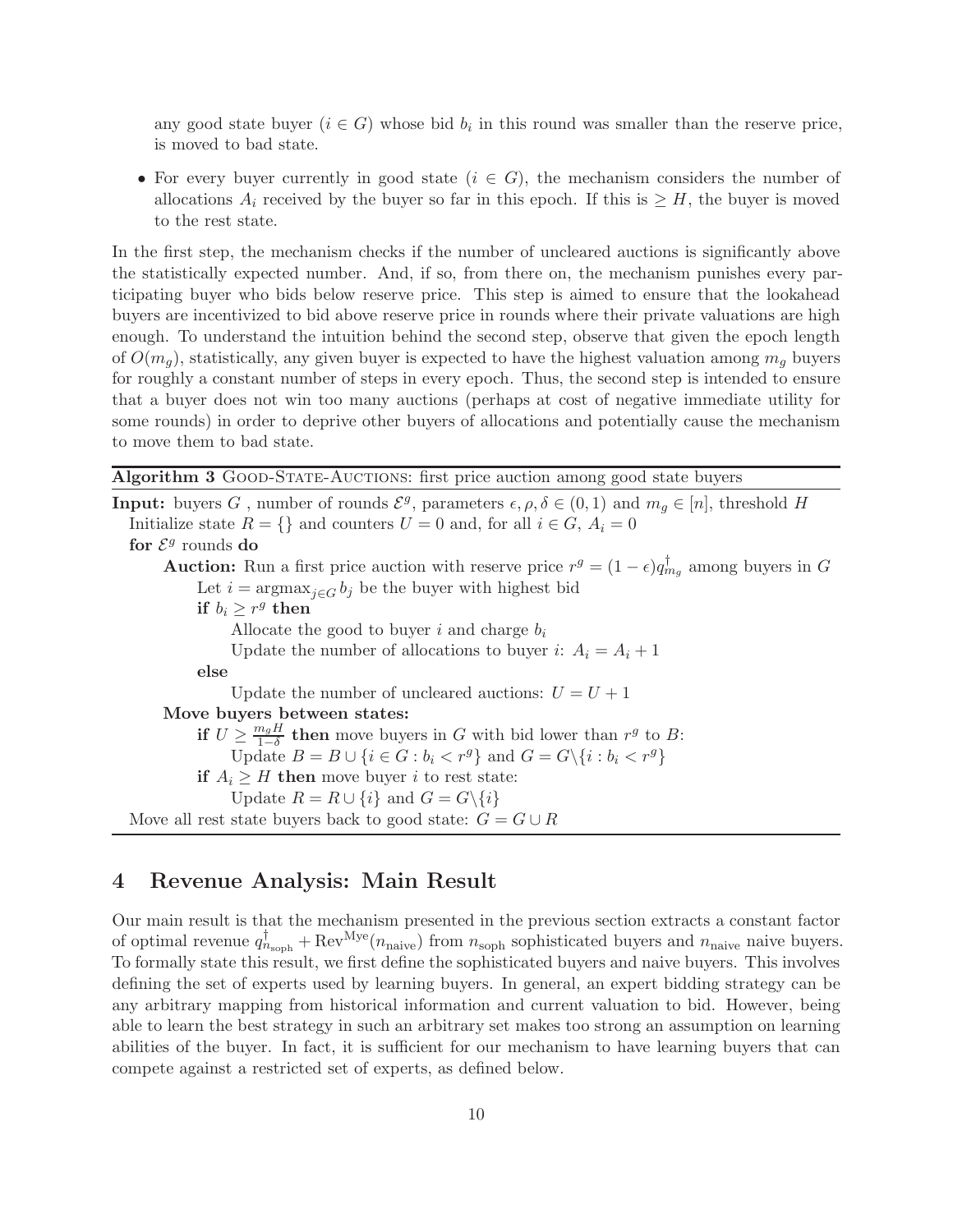any good state buyer ($i \in G$) whose bid $b_i$ in this round was smaller than the reserve price, is moved to bad state.

- For every buyer currently in good state ($i \in G$), the mechanism considers the number of allocations $A_i$ received by the buyer so far in this epoch. If this is $\geq H$, the buyer is moved to the rest state.

In the first step, the mechanism checks if the number of uncleared auctions is significantly above the statistically expected number. And, if so, from there on, the mechanism punishes every participating buyer who bids below reserve price. This step is aimed to ensure that the lookahead buyers are incentivized to bid above reserve price in rounds where their private valuations are high enough. To understand the intuition behind the second step, observe that given the epoch length of $O(m_g)$, statistically, any given buyer is expected to have the highest valuation among $m_g$ buyers for roughly a constant number of steps in every epoch. Thus, the second step is intended to ensure that a buyer does not win too many auctions (perhaps at cost of negative immediate utility for some rounds) in order to deprive other buyers of allocations and potentially cause the mechanism to move them to bad state.

**Algorithm 3** GOOD-STATE-AUCTIONS: first price auction among good state buyers

```
Input: buyers G , number of rounds E^g, parameters ε, ρ, δ ∈ (0,1) and m_g ∈ [n], threshold H
  Initialize state R = {} and counters U = 0 and, for all i ∈ G, A_i = 0
  for E^g rounds do
    Auction: Run a first price auction with reserve price r^g = (1 − ε) q†_{m_g} among buyers in G
      Let i = argmax_{j∈G} b_j be the buyer with highest bid
      if b_i ≥ r^g then
        Allocate the good to buyer i and charge b_i
        Update the number of allocations to buyer i: A_i = A_i + 1
      else
        Update the number of uncleared auctions: U = U + 1
    Move buyers between states:
      if U ≥ m_g H / (1 − δ) then move buyers in G with bid lower than r^g to B:
        Update B = B ∪ {i ∈ G : b_i < r^g} and G = G \ {i : b_i < r^g}
      if A_i ≥ H then move buyer i to rest state:
        Update R = R ∪ {i} and G = G \ {i}
  Move all rest state buyers back to good state: G = G ∪ R
```

## 4 Revenue Analysis: Main Result

Our main result is that the mechanism presented in the previous section extracts a constant factor of optimal revenue $q^\dagger_{n_{\text{soph}}} + \text{Rev}^{\text{Mye}}(n_{\text{naive}})$ from $n_{\text{soph}}$ sophisticated buyers and $n_{\text{naive}}$ naive buyers. To formally state this result, we first define the sophisticated buyers and naive buyers. This involves defining the set of experts used by learning buyers. In general, an expert bidding strategy can be any arbitrary mapping from historical information and current valuation to bid. However, being able to learn the best strategy in such an arbitrary set makes too strong an assumption on learning abilities of the buyer. In fact, it is sufficient for our mechanism to have learning buyers that can compete against a restricted set of experts, as defined below.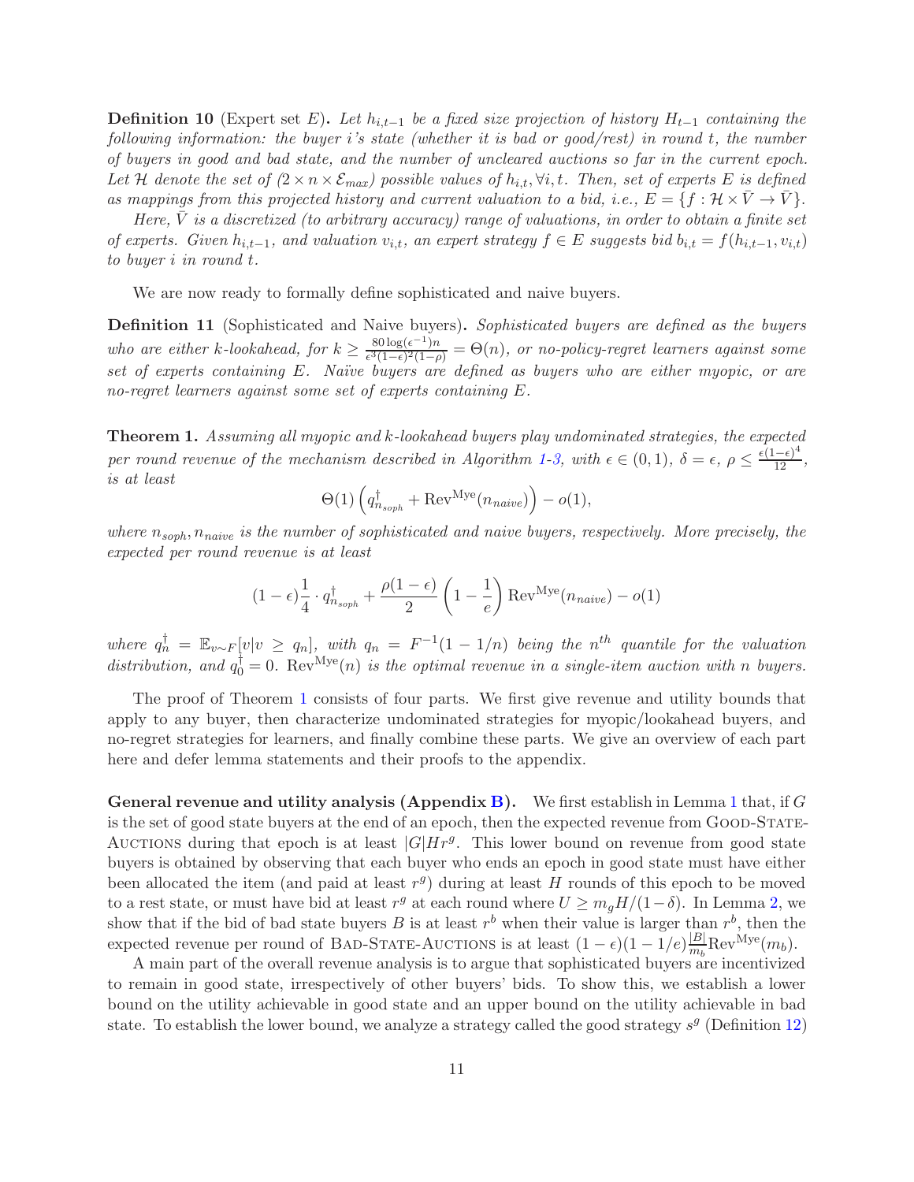**Definition 10** (Expert set $E$)**.** *Let $h_{i,t-1}$ be a fixed size projection of history $H_{t-1}$ containing the following information: the buyer $i$'s state (whether it is bad or good/rest) in round $t$, the number of buyers in good and bad state, and the number of uncleared auctions so far in the current epoch. Let $\mathcal{H}$ denote the set of $(2 \times n \times \mathcal{E}_{max})$ possible values of $h_{i,t}, \forall i, t$. Then, set of experts $E$ is defined as mappings from this projected history and current valuation to a bid, i.e., $E = \{f : \mathcal{H} \times \bar{V} \to \bar{V}\}$.*

*Here, $\bar{V}$ is a discretized (to arbitrary accuracy) range of valuations, in order to obtain a finite set of experts. Given $h_{i,t-1}$, and valuation $v_{i,t}$, an expert strategy $f \in E$ suggests bid $b_{i,t} = f(h_{i,t-1}, v_{i,t})$ to buyer $i$ in round $t$.*

We are now ready to formally define sophisticated and naive buyers.

**Definition 11** (Sophisticated and Naive buyers)**.** *Sophisticated buyers are defined as the buyers who are either k-lookahead, for $k \geq \frac{80 \log(\epsilon^{-1}) n}{\epsilon^3 (1-\epsilon)^2 (1-\rho)} = \Theta(n)$, or no-policy-regret learners against some set of experts containing $E$. Naïve buyers are defined as buyers who are either myopic, or are no-regret learners against some set of experts containing $E$.*

**Theorem 1.** *Assuming all myopic and k-lookahead buyers play undominated strategies, the expected per round revenue of the mechanism described in Algorithm 1-3, with $\epsilon \in (0, 1)$, $\delta = \epsilon$, $\rho \leq \frac{\epsilon(1-\epsilon)^4}{12}$, is at least*

$$\Theta(1)\left(q^{\dagger}_{n_{soph}} + \mathrm{Rev}^{\mathrm{Mye}}(n_{naive})\right) - o(1),$$

*where $n_{soph}, n_{naive}$ is the number of sophisticated and naive buyers, respectively. More precisely, the expected per round revenue is at least*

$$(1-\epsilon)\frac{1}{4} \cdot q^{\dagger}_{n_{soph}} + \frac{\rho(1-\epsilon)}{2}\left(1 - \frac{1}{e}\right)\mathrm{Rev}^{\mathrm{Mye}}(n_{naive}) - o(1)$$

*where $q^{\dagger}_n = \mathbb{E}_{v \sim F}[v | v \geq q_n]$, with $q_n = F^{-1}(1 - 1/n)$ being the $n^{th}$ quantile for the valuation distribution, and $q^{\dagger}_0 = 0$. $\mathrm{Rev}^{\mathrm{Mye}}(n)$ is the optimal revenue in a single-item auction with $n$ buyers.*

The proof of Theorem 1 consists of four parts. We first give revenue and utility bounds that apply to any buyer, then characterize undominated strategies for myopic/lookahead buyers, and no-regret strategies for learners, and finally combine these parts. We give an overview of each part here and defer lemma statements and their proofs to the appendix.

**General revenue and utility analysis (Appendix B).** We first establish in Lemma 1 that, if $G$ is the set of good state buyers at the end of an epoch, then the expected revenue from Good-State-Auctions during that epoch is at least $|G|Hr^g$. This lower bound on revenue from good state buyers is obtained by observing that each buyer who ends an epoch in good state must have either been allocated the item (and paid at least $r^g$) during at least $H$ rounds of this epoch to be moved to a rest state, or must have bid at least $r^g$ at each round where $U \geq m_g H/(1-\delta)$. In Lemma 2, we show that if the bid of bad state buyers $B$ is at least $r^b$ when their value is larger than $r^b$, then the expected revenue per round of Bad-State-Auctions is at least $(1-\epsilon)(1-1/e)\frac{|B|}{m_b}\mathrm{Rev}^{\mathrm{Mye}}(m_b)$.

A main part of the overall revenue analysis is to argue that sophisticated buyers are incentivized to remain in good state, irrespectively of other buyers' bids. To show this, we establish a lower bound on the utility achievable in good state and an upper bound on the utility achievable in bad state. To establish the lower bound, we analyze a strategy called the good strategy $s^g$ (Definition 12)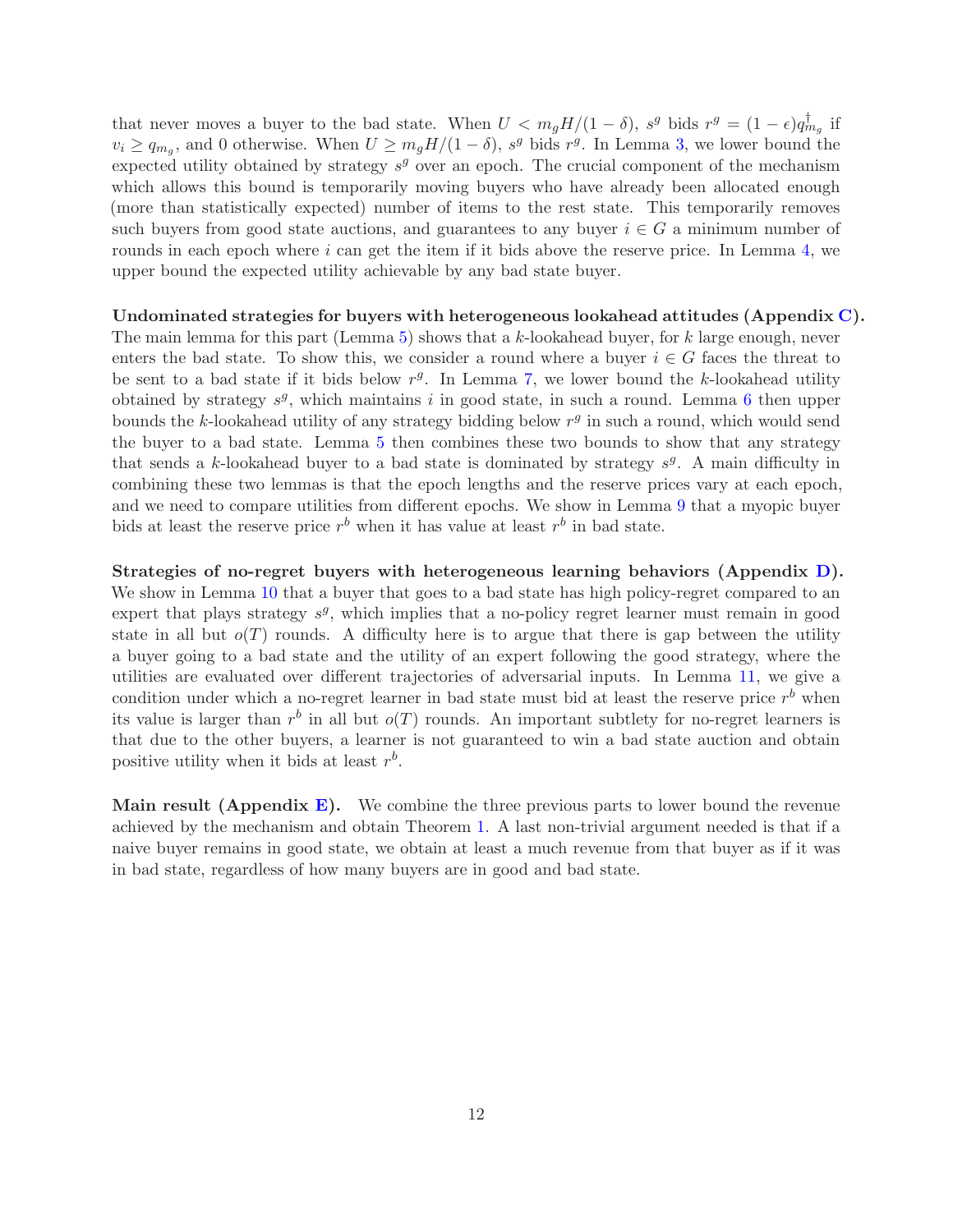that never moves a buyer to the bad state. When $U < m_g H/(1-\delta)$, $s^g$ bids $r^g = (1-\epsilon)q^{\dagger}_{m_g}$ if $v_i \geq q_{m_g}$, and 0 otherwise. When $U \geq m_g H/(1-\delta)$, $s^g$ bids $r^g$. In Lemma 3, we lower bound the expected utility obtained by strategy $s^g$ over an epoch. The crucial component of the mechanism which allows this bound is temporarily moving buyers who have already been allocated enough (more than statistically expected) number of items to the rest state. This temporarily removes such buyers from good state auctions, and guarantees to any buyer $i \in G$ a minimum number of rounds in each epoch where $i$ can get the item if it bids above the reserve price. In Lemma 4, we upper bound the expected utility achievable by any bad state buyer.

**Undominated strategies for buyers with heterogeneous lookahead attitudes (Appendix C).** The main lemma for this part (Lemma 5) shows that a $k$-lookahead buyer, for $k$ large enough, never enters the bad state. To show this, we consider a round where a buyer $i \in G$ faces the threat to be sent to a bad state if it bids below $r^g$. In Lemma 7, we lower bound the $k$-lookahead utility obtained by strategy $s^g$, which maintains $i$ in good state, in such a round. Lemma 6 then upper bounds the $k$-lookahead utility of any strategy bidding below $r^g$ in such a round, which would send the buyer to a bad state. Lemma 5 then combines these two bounds to show that any strategy that sends a $k$-lookahead buyer to a bad state is dominated by strategy $s^g$. A main difficulty in combining these two lemmas is that the epoch lengths and the reserve prices vary at each epoch, and we need to compare utilities from different epochs. We show in Lemma 9 that a myopic buyer bids at least the reserve price $r^b$ when it has value at least $r^b$ in bad state.

**Strategies of no-regret buyers with heterogeneous learning behaviors (Appendix D).** We show in Lemma 10 that a buyer that goes to a bad state has high policy-regret compared to an expert that plays strategy $s^g$, which implies that a no-policy regret learner must remain in good state in all but $o(T)$ rounds. A difficulty here is to argue that there is gap between the utility a buyer going to a bad state and the utility of an expert following the good strategy, where the utilities are evaluated over different trajectories of adversarial inputs. In Lemma 11, we give a condition under which a no-regret learner in bad state must bid at least the reserve price $r^b$ when its value is larger than $r^b$ in all but $o(T)$ rounds. An important subtlety for no-regret learners is that due to the other buyers, a learner is not guaranteed to win a bad state auction and obtain positive utility when it bids at least $r^b$.

**Main result (Appendix E).** We combine the three previous parts to lower bound the revenue achieved by the mechanism and obtain Theorem 1. A last non-trivial argument needed is that if a naive buyer remains in good state, we obtain at least a much revenue from that buyer as if it was in bad state, regardless of how many buyers are in good and bad state.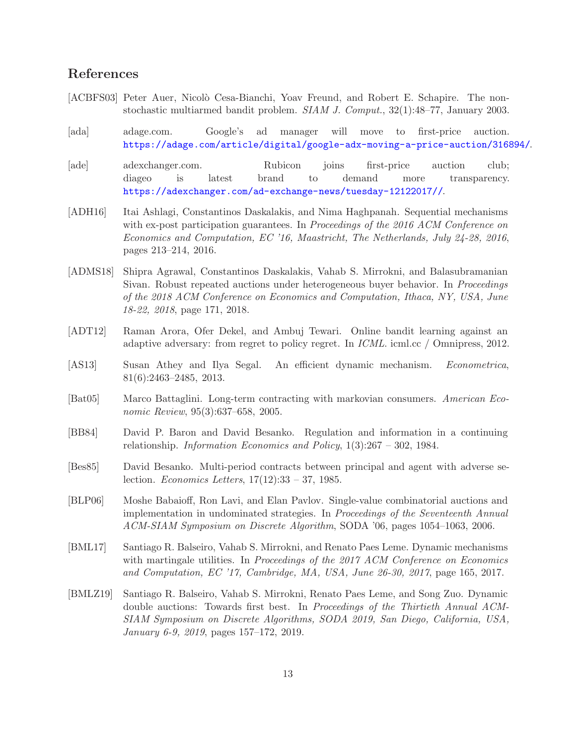## References

[ACBFS03] Peter Auer, Nicolò Cesa-Bianchi, Yoav Freund, and Robert E. Schapire. The nonstochastic multiarmed bandit problem. *SIAM J. Comput.*, 32(1):48–77, January 2003.

[ada] adage.com. Google's ad manager will move to first-price auction. https://adage.com/article/digital/google-adx-moving-a-price-auction/316894/.

[ade] adexchanger.com. Rubicon joins first-price auction club; diageo is latest brand to demand more transparency. https://adexchanger.com/ad-exchange-news/tuesday-12122017//.

[ADH16] Itai Ashlagi, Constantinos Daskalakis, and Nima Haghpanah. Sequential mechanisms with ex-post participation guarantees. In *Proceedings of the 2016 ACM Conference on Economics and Computation, EC '16, Maastricht, The Netherlands, July 24-28, 2016*, pages 213–214, 2016.

[ADMS18] Shipra Agrawal, Constantinos Daskalakis, Vahab S. Mirrokni, and Balasubramanian Sivan. Robust repeated auctions under heterogeneous buyer behavior. In *Proceedings of the 2018 ACM Conference on Economics and Computation, Ithaca, NY, USA, June 18-22, 2018*, page 171, 2018.

[ADT12] Raman Arora, Ofer Dekel, and Ambuj Tewari. Online bandit learning against an adaptive adversary: from regret to policy regret. In *ICML*. icml.cc / Omnipress, 2012.

[AS13] Susan Athey and Ilya Segal. An efficient dynamic mechanism. *Econometrica*, 81(6):2463–2485, 2013.

[Bat05] Marco Battaglini. Long-term contracting with markovian consumers. *American Economic Review*, 95(3):637–658, 2005.

[BB84] David P. Baron and David Besanko. Regulation and information in a continuing relationship. *Information Economics and Policy*, 1(3):267 – 302, 1984.

[Bes85] David Besanko. Multi-period contracts between principal and agent with adverse selection. *Economics Letters*, 17(12):33 – 37, 1985.

[BLP06] Moshe Babaioff, Ron Lavi, and Elan Pavlov. Single-value combinatorial auctions and implementation in undominated strategies. In *Proceedings of the Seventeenth Annual ACM-SIAM Symposium on Discrete Algorithm*, SODA '06, pages 1054–1063, 2006.

[BML17] Santiago R. Balseiro, Vahab S. Mirrokni, and Renato Paes Leme. Dynamic mechanisms with martingale utilities. In *Proceedings of the 2017 ACM Conference on Economics and Computation, EC '17, Cambridge, MA, USA, June 26-30, 2017*, page 165, 2017.

[BMLZ19] Santiago R. Balseiro, Vahab S. Mirrokni, Renato Paes Leme, and Song Zuo. Dynamic double auctions: Towards first best. In *Proceedings of the Thirtieth Annual ACM-SIAM Symposium on Discrete Algorithms, SODA 2019, San Diego, California, USA, January 6-9, 2019*, pages 157–172, 2019.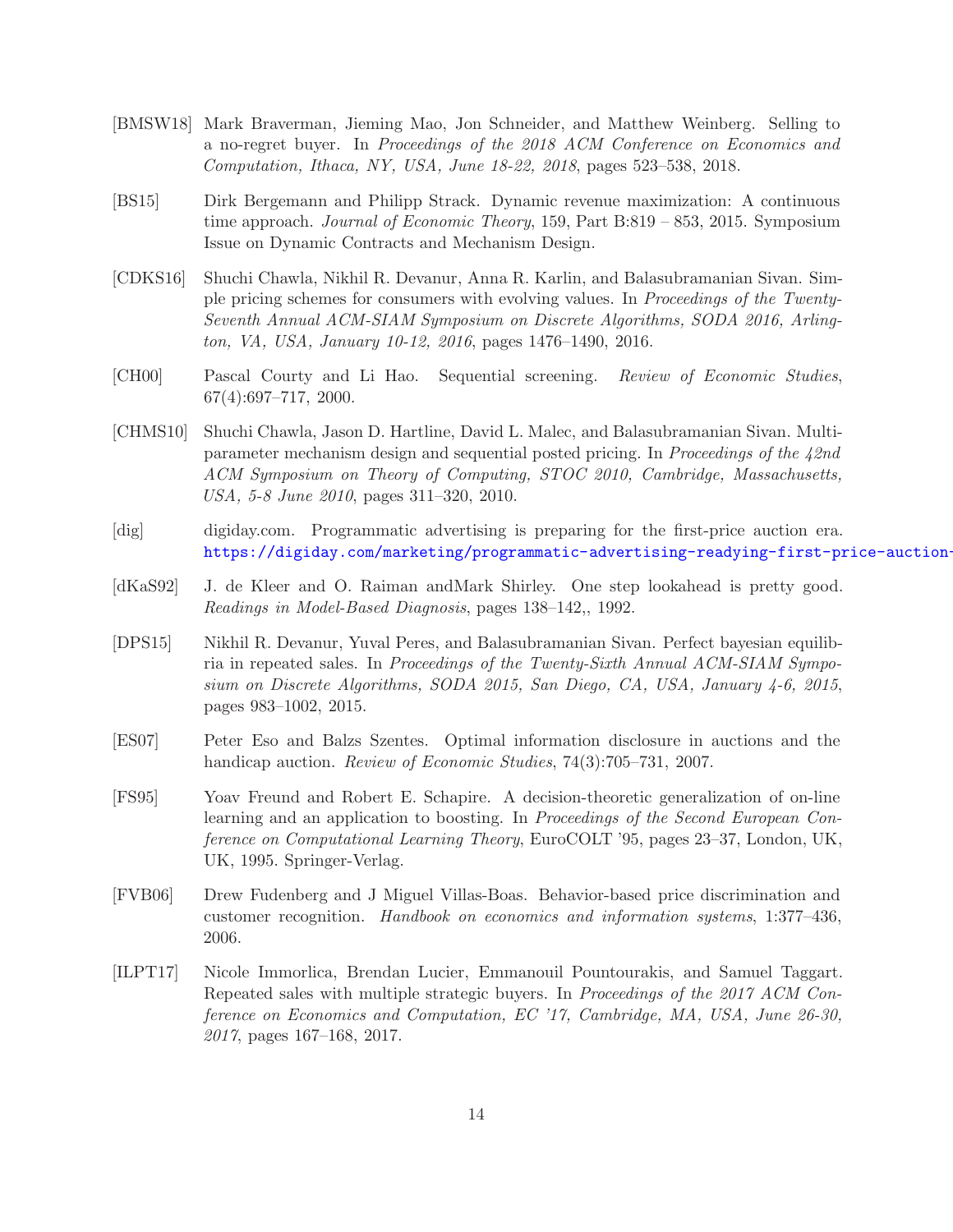[BMSW18] Mark Braverman, Jieming Mao, Jon Schneider, and Matthew Weinberg. Selling to a no-regret buyer. In *Proceedings of the 2018 ACM Conference on Economics and Computation, Ithaca, NY, USA, June 18-22, 2018*, pages 523–538, 2018.

[BS15] Dirk Bergemann and Philipp Strack. Dynamic revenue maximization: A continuous time approach. *Journal of Economic Theory*, 159, Part B:819 – 853, 2015. Symposium Issue on Dynamic Contracts and Mechanism Design.

[CDKS16] Shuchi Chawla, Nikhil R. Devanur, Anna R. Karlin, and Balasubramanian Sivan. Simple pricing schemes for consumers with evolving values. In *Proceedings of the Twenty-Seventh Annual ACM-SIAM Symposium on Discrete Algorithms, SODA 2016, Arlington, VA, USA, January 10-12, 2016*, pages 1476–1490, 2016.

[CH00] Pascal Courty and Li Hao. Sequential screening. *Review of Economic Studies*, 67(4):697–717, 2000.

[CHMS10] Shuchi Chawla, Jason D. Hartline, David L. Malec, and Balasubramanian Sivan. Multi-parameter mechanism design and sequential posted pricing. In *Proceedings of the 42nd ACM Symposium on Theory of Computing, STOC 2010, Cambridge, Massachusetts, USA, 5-8 June 2010*, pages 311–320, 2010.

[dig] digiday.com. Programmatic advertising is preparing for the first-price auction era. https://digiday.com/marketing/programmatic-advertising-readying-first-price-auction-

[dKaS92] J. de Kleer and O. Raiman andMark Shirley. One step lookahead is pretty good. *Readings in Model-Based Diagnosis*, pages 138–142,, 1992.

[DPS15] Nikhil R. Devanur, Yuval Peres, and Balasubramanian Sivan. Perfect bayesian equilibria in repeated sales. In *Proceedings of the Twenty-Sixth Annual ACM-SIAM Symposium on Discrete Algorithms, SODA 2015, San Diego, CA, USA, January 4-6, 2015*, pages 983–1002, 2015.

[ES07] Peter Eso and Balzs Szentes. Optimal information disclosure in auctions and the handicap auction. *Review of Economic Studies*, 74(3):705–731, 2007.

[FS95] Yoav Freund and Robert E. Schapire. A decision-theoretic generalization of on-line learning and an application to boosting. In *Proceedings of the Second European Conference on Computational Learning Theory*, EuroCOLT '95, pages 23–37, London, UK, UK, 1995. Springer-Verlag.

[FVB06] Drew Fudenberg and J Miguel Villas-Boas. Behavior-based price discrimination and customer recognition. *Handbook on economics and information systems*, 1:377–436, 2006.

[ILPT17] Nicole Immorlica, Brendan Lucier, Emmanouil Pountourakis, and Samuel Taggart. Repeated sales with multiple strategic buyers. In *Proceedings of the 2017 ACM Conference on Economics and Computation, EC '17, Cambridge, MA, USA, June 26-30, 2017*, pages 167–168, 2017.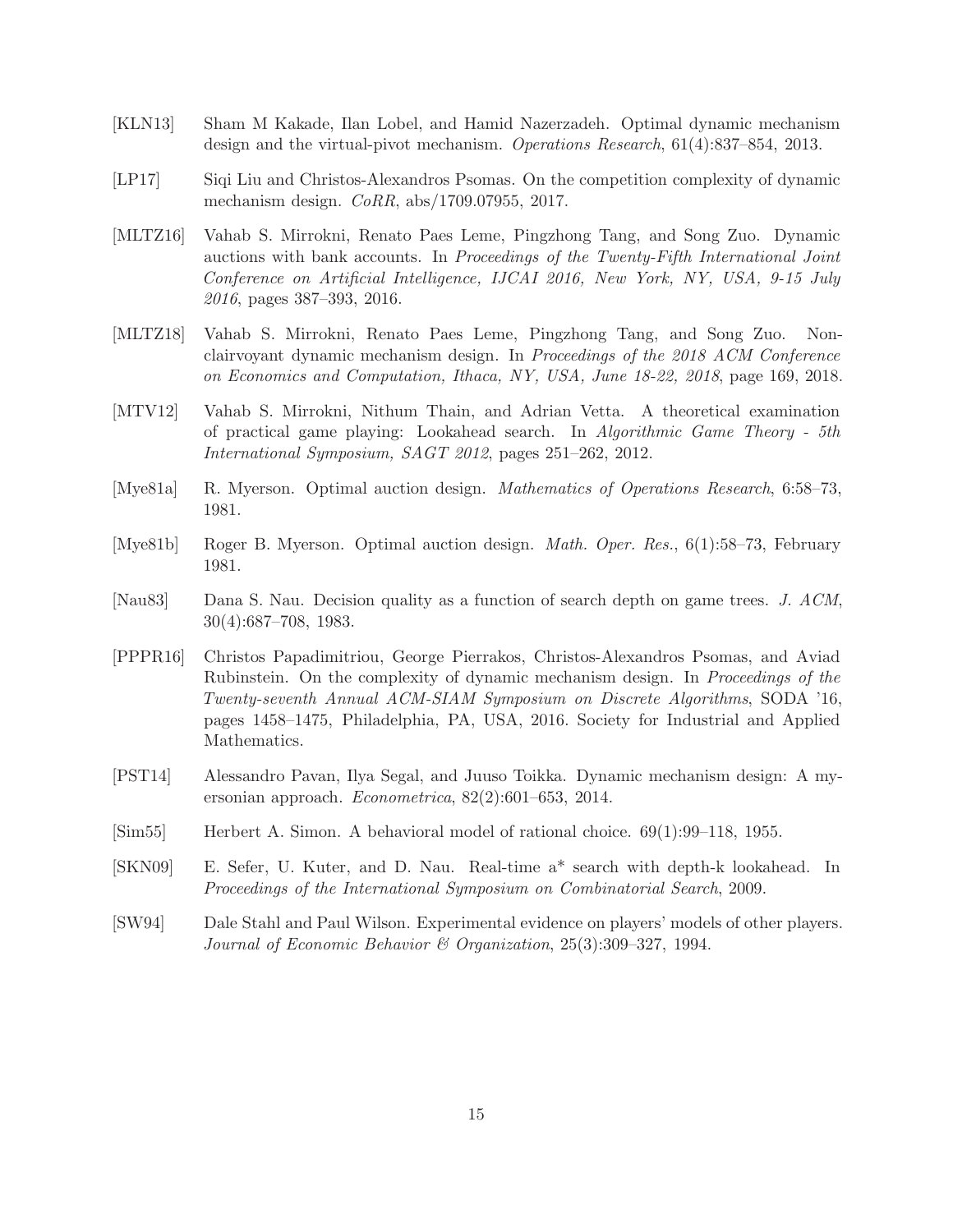[KLN13] Sham M Kakade, Ilan Lobel, and Hamid Nazerzadeh. Optimal dynamic mechanism design and the virtual-pivot mechanism. *Operations Research*, 61(4):837–854, 2013.

[LP17] Siqi Liu and Christos-Alexandros Psomas. On the competition complexity of dynamic mechanism design. *CoRR*, abs/1709.07955, 2017.

[MLTZ16] Vahab S. Mirrokni, Renato Paes Leme, Pingzhong Tang, and Song Zuo. Dynamic auctions with bank accounts. In *Proceedings of the Twenty-Fifth International Joint Conference on Artificial Intelligence, IJCAI 2016, New York, NY, USA, 9-15 July 2016*, pages 387–393, 2016.

[MLTZ18] Vahab S. Mirrokni, Renato Paes Leme, Pingzhong Tang, and Song Zuo. Non-clairvoyant dynamic mechanism design. In *Proceedings of the 2018 ACM Conference on Economics and Computation, Ithaca, NY, USA, June 18-22, 2018*, page 169, 2018.

[MTV12] Vahab S. Mirrokni, Nithum Thain, and Adrian Vetta. A theoretical examination of practical game playing: Lookahead search. In *Algorithmic Game Theory - 5th International Symposium, SAGT 2012*, pages 251–262, 2012.

[Mye81a] R. Myerson. Optimal auction design. *Mathematics of Operations Research*, 6:58–73, 1981.

[Mye81b] Roger B. Myerson. Optimal auction design. *Math. Oper. Res.*, 6(1):58–73, February 1981.

[Nau83] Dana S. Nau. Decision quality as a function of search depth on game trees. *J. ACM*, 30(4):687–708, 1983.

[PPPR16] Christos Papadimitriou, George Pierrakos, Christos-Alexandros Psomas, and Aviad Rubinstein. On the complexity of dynamic mechanism design. In *Proceedings of the Twenty-seventh Annual ACM-SIAM Symposium on Discrete Algorithms*, SODA '16, pages 1458–1475, Philadelphia, PA, USA, 2016. Society for Industrial and Applied Mathematics.

[PST14] Alessandro Pavan, Ilya Segal, and Juuso Toikka. Dynamic mechanism design: A myersonian approach. *Econometrica*, 82(2):601–653, 2014.

[Sim55] Herbert A. Simon. A behavioral model of rational choice. 69(1):99–118, 1955.

[SKN09] E. Sefer, U. Kuter, and D. Nau. Real-time a* search with depth-k lookahead. In *Proceedings of the International Symposium on Combinatorial Search*, 2009.

[SW94] Dale Stahl and Paul Wilson. Experimental evidence on players' models of other players. *Journal of Economic Behavior & Organization*, 25(3):309–327, 1994.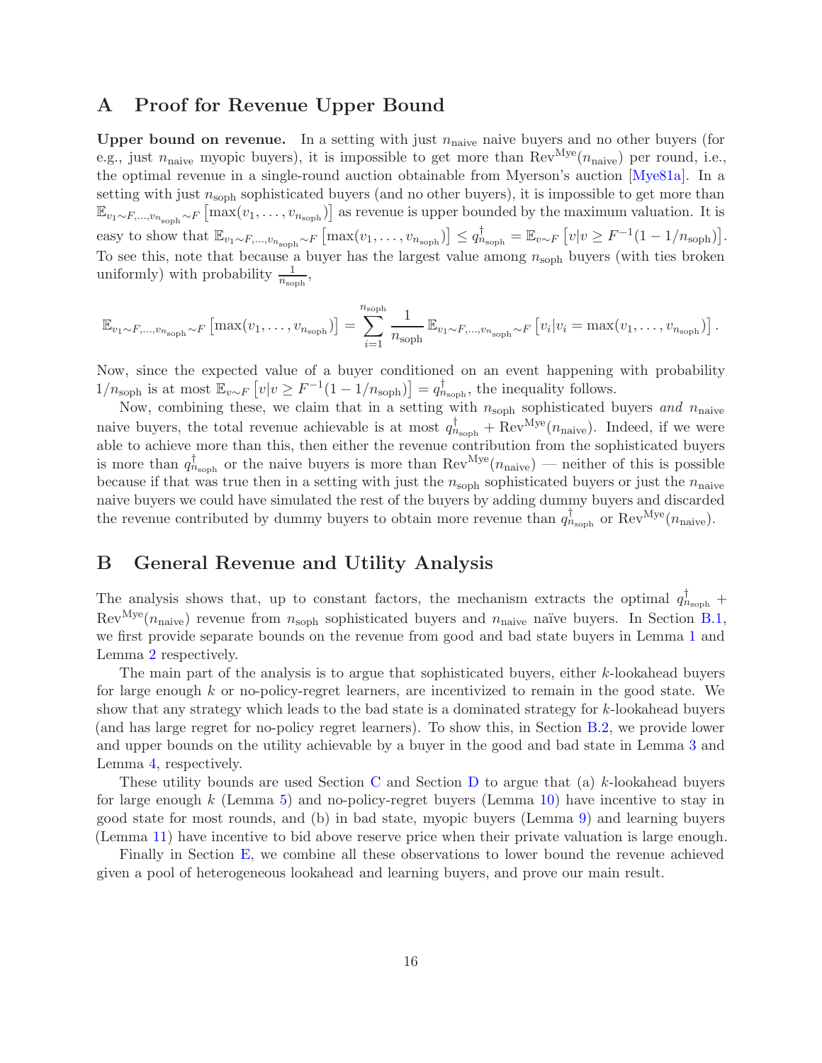## A Proof for Revenue Upper Bound

**Upper bound on revenue.** In a setting with just $n_{\text{naive}}$ naive buyers and no other buyers (for e.g., just $n_{\text{naive}}$ myopic buyers), it is impossible to get more than $\text{Rev}^{\text{Mye}}(n_{\text{naive}})$ per round, i.e., the optimal revenue in a single-round auction obtainable from Myerson's auction [Mye81a]. In a setting with just $n_{\text{soph}}$ sophisticated buyers (and no other buyers), it is impossible to get more than $\mathbb{E}_{v_1\sim F,\dots,v_{n_{\text{soph}}}\sim F}\left[\max(v_1,\dots,v_{n_{\text{soph}}})\right]$ as revenue is upper bounded by the maximum valuation. It is easy to show that $\mathbb{E}_{v_1\sim F,\dots,v_{n_{\text{soph}}}\sim F}\left[\max(v_1,\dots,v_{n_{\text{soph}}})\right] \le q^{\dagger}_{n_{\text{soph}}} = \mathbb{E}_{v\sim F}\left[v | v \ge F^{-1}(1-1/n_{\text{soph}})\right]$. To see this, note that because a buyer has the largest value among $n_{\text{soph}}$ buyers (with ties broken uniformly) with probability $\frac{1}{n_{\text{soph}}}$,

$$\mathbb{E}_{v_1\sim F,\dots,v_{n_{\text{soph}}}\sim F}\left[\max(v_1,\dots,v_{n_{\text{soph}}})\right] = \sum_{i=1}^{n_{\text{soph}}} \frac{1}{n_{\text{soph}}}\,\mathbb{E}_{v_1\sim F,\dots,v_{n_{\text{soph}}}\sim F}\left[v_i | v_i = \max(v_1,\dots,v_{n_{\text{soph}}})\right].$$

Now, since the expected value of a buyer conditioned on an event happening with probability $1/n_{\text{soph}}$ is at most $\mathbb{E}_{v\sim F}\left[v|v \ge F^{-1}(1-1/n_{\text{soph}})\right] = q^{\dagger}_{n_{\text{soph}}}$, the inequality follows.

Now, combining these, we claim that in a setting with $n_{\text{soph}}$ sophisticated buyers *and* $n_{\text{naive}}$ naive buyers, the total revenue achievable is at most $q^{\dagger}_{n_{\text{soph}}} + \text{Rev}^{\text{Mye}}(n_{\text{naive}})$. Indeed, if we were able to achieve more than this, then either the revenue contribution from the sophisticated buyers is more than $q^{\dagger}_{n_{\text{soph}}}$ or the naive buyers is more than $\text{Rev}^{\text{Mye}}(n_{\text{naive}})$ — neither of this is possible because if that was true then in a setting with just the $n_{\text{soph}}$ sophisticated buyers or just the $n_{\text{naive}}$ naive buyers we could have simulated the rest of the buyers by adding dummy buyers and discarded the revenue contributed by dummy buyers to obtain more revenue than $q^{\dagger}_{n_{\text{soph}}}$ or $\text{Rev}^{\text{Mye}}(n_{\text{naive}})$.

## B General Revenue and Utility Analysis

The analysis shows that, up to constant factors, the mechanism extracts the optimal $q^{\dagger}_{n_{\text{soph}}} + \text{Rev}^{\text{Mye}}(n_{\text{naive}})$ revenue from $n_{\text{soph}}$ sophisticated buyers and $n_{\text{naive}}$ naïve buyers. In Section B.1, we first provide separate bounds on the revenue from good and bad state buyers in Lemma 1 and Lemma 2 respectively.

The main part of the analysis is to argue that sophisticated buyers, either $k$-lookahead buyers for large enough $k$ or no-policy-regret learners, are incentivized to remain in the good state. We show that any strategy which leads to the bad state is a dominated strategy for $k$-lookahead buyers (and has large regret for no-policy regret learners). To show this, in Section B.2, we provide lower and upper bounds on the utility achievable by a buyer in the good and bad state in Lemma 3 and Lemma 4, respectively.

These utility bounds are used Section C and Section D to argue that (a) $k$-lookahead buyers for large enough $k$ (Lemma 5) and no-policy-regret buyers (Lemma 10) have incentive to stay in good state for most rounds, and (b) in bad state, myopic buyers (Lemma 9) and learning buyers (Lemma 11) have incentive to bid above reserve price when their private valuation is large enough.

Finally in Section E, we combine all these observations to lower bound the revenue achieved given a pool of heterogeneous lookahead and learning buyers, and prove our main result.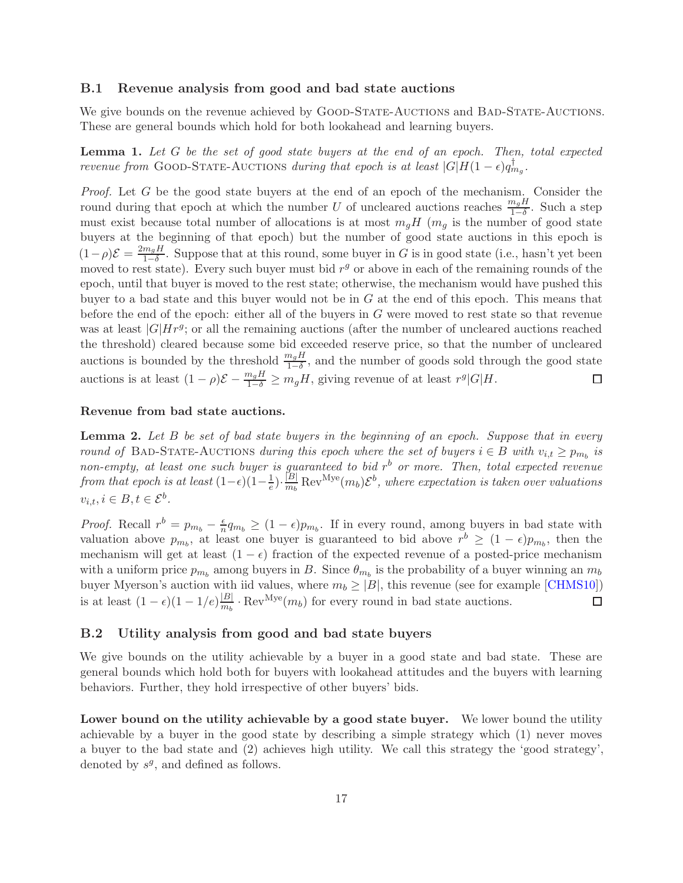### B.1 Revenue analysis from good and bad state auctions

We give bounds on the revenue achieved by GOOD-STATE-AUCTIONS and BAD-STATE-AUCTIONS. These are general bounds which hold for both lookahead and learning buyers.

**Lemma 1.** *Let $G$ be the set of good state buyers at the end of an epoch. Then, total expected revenue from* GOOD-STATE-AUCTIONS *during that epoch is at least $|G|H(1-\epsilon)q^{\dagger}_{m_g}$.*

*Proof.* Let $G$ be the good state buyers at the end of an epoch of the mechanism. Consider the round during that epoch at which the number $U$ of uncleared auctions reaches $\frac{m_g H}{1-\delta}$. Such a step must exist because total number of allocations is at most $m_g H$ ($m_g$ is the number of good state buyers at the beginning of that epoch) but the number of good state auctions in this epoch is $(1-\rho)\mathcal{E} = \frac{2m_g H}{1-\delta}$. Suppose that at this round, some buyer in $G$ is in good state (i.e., hasn't yet been moved to rest state). Every such buyer must bid $r^g$ or above in each of the remaining rounds of the epoch, until that buyer is moved to the rest state; otherwise, the mechanism would have pushed this buyer to a bad state and this buyer would not be in $G$ at the end of this epoch. This means that before the end of the epoch: either all of the buyers in $G$ were moved to rest state so that revenue was at least $|G|Hr^g$; or all the remaining auctions (after the number of uncleared auctions reached the threshold) cleared because some bid exceeded reserve price, so that the number of uncleared auctions is bounded by the threshold $\frac{m_g H}{1-\delta}$, and the number of goods sold through the good state auctions is at least $(1-\rho)\mathcal{E} - \frac{m_g H}{1-\delta} \geq m_g H$, giving revenue of at least $r^g|G|H$. □

**Revenue from bad state auctions.**

**Lemma 2.** *Let $B$ be set of bad state buyers in the beginning of an epoch. Suppose that in every round of* BAD-STATE-AUCTIONS *during this epoch where the set of buyers $i \in B$ with $v_{i,t} \geq p_{m_b}$ is non-empty, at least one such buyer is guaranteed to bid $r^b$ or more. Then, total expected revenue from that epoch is at least $(1-\epsilon)(1-\frac{1}{e}) \cdot \frac{|B|}{m_b} \operatorname{Rev}^{\text{Mye}}(m_b)\mathcal{E}^b$, where expectation is taken over valuations $v_{i,t}, i \in B, t \in \mathcal{E}^b$.*

*Proof.* Recall $r^b = p_{m_b} - \frac{\epsilon}{n} q_{m_b} \geq (1-\epsilon)p_{m_b}$. If in every round, among buyers in bad state with valuation above $p_{m_b}$, at least one buyer is guaranteed to bid above $r^b \geq (1-\epsilon)p_{m_b}$, then the mechanism will get at least $(1-\epsilon)$ fraction of the expected revenue of a posted-price mechanism with a uniform price $p_{m_b}$ among buyers in $B$. Since $\theta_{m_b}$ is the probability of a buyer winning an $m_b$ buyer Myerson's auction with iid values, where $m_b \geq |B|$, this revenue (see for example [CHMS10]) is at least $(1-\epsilon)(1-1/e)\frac{|B|}{m_b} \cdot \operatorname{Rev}^{\text{Mye}}(m_b)$ for every round in bad state auctions. □

### B.2 Utility analysis from good and bad state buyers

We give bounds on the utility achievable by a buyer in a good state and bad state. These are general bounds which hold both for buyers with lookahead attitudes and the buyers with learning behaviors. Further, they hold irrespective of other buyers' bids.

**Lower bound on the utility achievable by a good state buyer.** We lower bound the utility achievable by a buyer in the good state by describing a simple strategy which (1) never moves a buyer to the bad state and (2) achieves high utility. We call this strategy the 'good strategy', denoted by $s^g$, and defined as follows.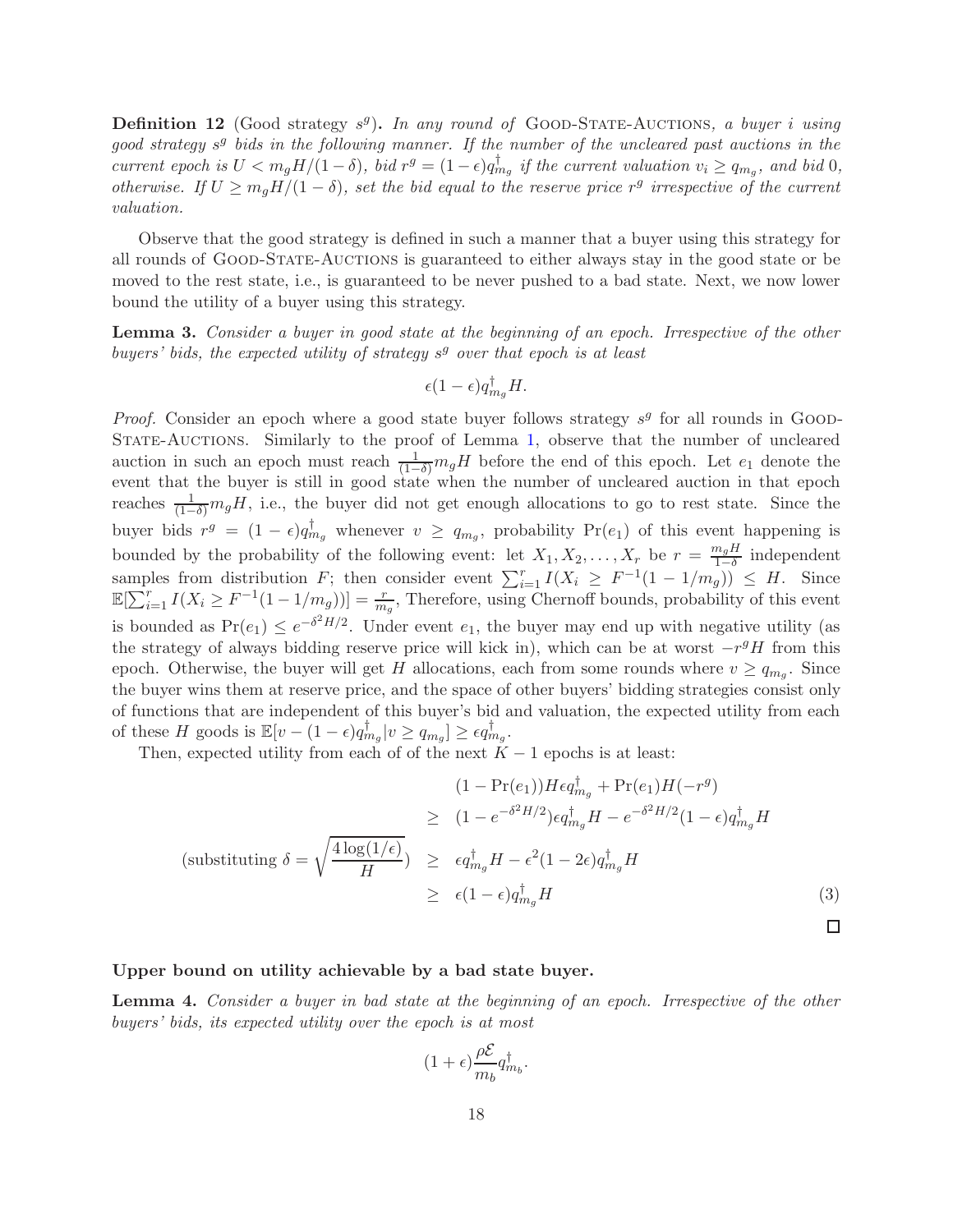**Definition 12** (Good strategy $s^g$)**.** *In any round of* Good-State-Auctions*, a buyer $i$ using good strategy $s^g$ bids in the following manner. If the number of the uncleared past auctions in the current epoch is $U < m_g H/(1-\delta)$, bid $r^g = (1-\epsilon)q^{\dagger}_{m_g}$ if the current valuation $v_i \geq q_{m_g}$, and bid 0, otherwise. If $U \geq m_g H/(1-\delta)$, set the bid equal to the reserve price $r^g$ irrespective of the current valuation.*

Observe that the good strategy is defined in such a manner that a buyer using this strategy for all rounds of Good-State-Auctions is guaranteed to either always stay in the good state or be moved to the rest state, i.e., is guaranteed to be never pushed to a bad state. Next, we now lower bound the utility of a buyer using this strategy.

**Lemma 3.** *Consider a buyer in good state at the beginning of an epoch. Irrespective of the other buyers' bids, the expected utility of strategy $s^g$ over that epoch is at least*

$$\epsilon(1-\epsilon)q^{\dagger}_{m_g}H.$$

*Proof.* Consider an epoch where a good state buyer follows strategy $s^g$ for all rounds in Good-State-Auctions. Similarly to the proof of Lemma 1, observe that the number of uncleared auction in such an epoch must reach $\frac{1}{(1-\delta)}m_g H$ before the end of this epoch. Let $e_1$ denote the event that the buyer is still in good state when the number of uncleared auction in that epoch reaches $\frac{1}{(1-\delta)}m_g H$, i.e., the buyer did not get enough allocations to go to rest state. Since the buyer bids $r^g = (1-\epsilon)q^{\dagger}_{m_g}$ whenever $v \geq q_{m_g}$, probability $\Pr(e_1)$ of this event happening is bounded by the probability of the following event: let $X_1, X_2, \ldots, X_r$ be $r = \frac{m_g H}{1-\delta}$ independent samples from distribution $F$; then consider event $\sum_{i=1}^{r} I(X_i \geq F^{-1}(1-1/m_g)) \leq H$. Since $\mathbb{E}[\sum_{i=1}^{r} I(X_i \geq F^{-1}(1-1/m_g))] = \frac{r}{m_g}$, Therefore, using Chernoff bounds, probability of this event is bounded as $\Pr(e_1) \leq e^{-\delta^2 H/2}$. Under event $e_1$, the buyer may end up with negative utility (as the strategy of always bidding reserve price will kick in), which can be at worst $-r^g H$ from this epoch. Otherwise, the buyer will get $H$ allocations, each from some rounds where $v \geq q_{m_g}$. Since the buyer wins them at reserve price, and the space of other buyers' bidding strategies consist only of functions that are independent of this buyer's bid and valuation, the expected utility from each of these $H$ goods is $\mathbb{E}[v - (1-\epsilon)q^{\dagger}_{m_g} | v \geq q_{m_g}] \geq \epsilon q^{\dagger}_{m_g}$.

Then, expected utility from each of of the next $K-1$ epochs is at least:

$$\begin{aligned}
& (1-\Pr(e_1))H\epsilon q^{\dagger}_{m_g} + \Pr(e_1)H(-r^g) \\
\geq \;& (1-e^{-\delta^2 H/2})\epsilon q^{\dagger}_{m_g}H - e^{-\delta^2 H/2}(1-\epsilon)q^{\dagger}_{m_g}H \\
(\text{substituting } \delta = \sqrt{\tfrac{4\log(1/\epsilon)}{H}}) \quad \geq \;& \epsilon q^{\dagger}_{m_g}H - \epsilon^2(1-2\epsilon)q^{\dagger}_{m_g}H \\
\geq \;& \epsilon(1-\epsilon)q^{\dagger}_{m_g}H \qquad (3)
\end{aligned}$$

∎

**Upper bound on utility achievable by a bad state buyer.**

**Lemma 4.** *Consider a buyer in bad state at the beginning of an epoch. Irrespective of the other buyers' bids, its expected utility over the epoch is at most*

$$(1+\epsilon)\frac{\rho\mathcal{E}}{m_b}q^{\dagger}_{m_b}.$$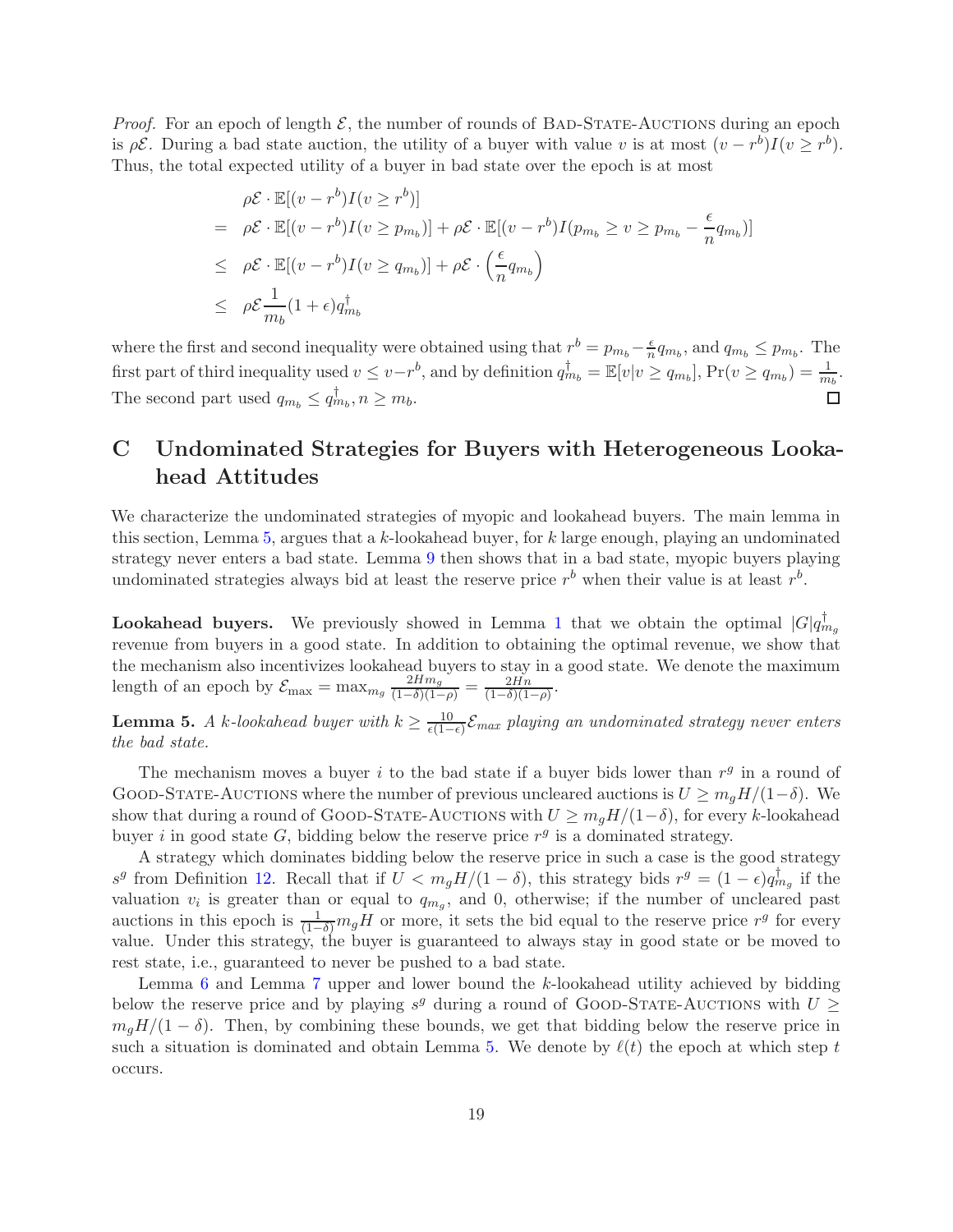*Proof.* For an epoch of length $\mathcal{E}$, the number of rounds of BAD-STATE-AUCTIONS during an epoch is $\rho\mathcal{E}$. During a bad state auction, the utility of a buyer with value $v$ is at most $(v - r^b)I(v \geq r^b)$. Thus, the total expected utility of a buyer in bad state over the epoch is at most

$$
\begin{aligned}
& \rho\mathcal{E} \cdot \mathbb{E}[(v - r^b)I(v \geq r^b)] \\
= \; & \rho\mathcal{E} \cdot \mathbb{E}[(v - r^b)I(v \geq p_{m_b})] + \rho\mathcal{E} \cdot \mathbb{E}[(v - r^b)I(p_{m_b} \geq v \geq p_{m_b} - \frac{\epsilon}{n} q_{m_b})] \\
\leq \; & \rho\mathcal{E} \cdot \mathbb{E}[(v - r^b)I(v \geq q_{m_b})] + \rho\mathcal{E} \cdot \left(\frac{\epsilon}{n} q_{m_b}\right) \\
\leq \; & \rho\mathcal{E} \frac{1}{m_b}(1 + \epsilon) q^\dagger_{m_b}
\end{aligned}
$$

where the first and second inequality were obtained using that $r^b = p_{m_b} - \frac{\epsilon}{n} q_{m_b}$, and $q_{m_b} \leq p_{m_b}$. The first part of third inequality used $v \leq v - r^b$, and by definition $q^\dagger_{m_b} = \mathbb{E}[v | v \geq q_{m_b}]$, $\Pr(v \geq q_{m_b}) = \frac{1}{m_b}$. The second part used $q_{m_b} \leq q^\dagger_{m_b}, n \geq m_b$. ∎

# C Undominated Strategies for Buyers with Heterogeneous Lookahead Attitudes

We characterize the undominated strategies of myopic and lookahead buyers. The main lemma in this section, Lemma 5, argues that a $k$-lookahead buyer, for $k$ large enough, playing an undominated strategy never enters a bad state. Lemma 9 then shows that in a bad state, myopic buyers playing undominated strategies always bid at least the reserve price $r^b$ when their value is at least $r^b$.

**Lookahead buyers.** We previously showed in Lemma 1 that we obtain the optimal $|G| q^\dagger_{m_g}$ revenue from buyers in a good state. In addition to obtaining the optimal revenue, we show that the mechanism also incentivizes lookahead buyers to stay in a good state. We denote the maximum length of an epoch by $\mathcal{E}_{\max} = \max_{m_g} \frac{2Hm_g}{(1-\delta)(1-\rho)} = \frac{2Hn}{(1-\delta)(1-\rho)}$.

**Lemma 5.** *A $k$-lookahead buyer with $k \geq \frac{10}{\epsilon(1-\epsilon)} \mathcal{E}_{max}$ playing an undominated strategy never enters the bad state.*

The mechanism moves a buyer $i$ to the bad state if a buyer bids lower than $r^g$ in a round of GOOD-STATE-AUCTIONS where the number of previous uncleared auctions is $U \geq m_g H/(1-\delta)$. We show that during a round of GOOD-STATE-AUCTIONS with $U \geq m_g H/(1-\delta)$, for every $k$-lookahead buyer $i$ in good state $G$, bidding below the reserve price $r^g$ is a dominated strategy.

A strategy which dominates bidding below the reserve price in such a case is the good strategy $s^g$ from Definition 12. Recall that if $U < m_g H/(1-\delta)$, this strategy bids $r^g = (1-\epsilon) q^\dagger_{m_g}$ if the valuation $v_i$ is greater than or equal to $q_{m_g}$, and 0, otherwise; if the number of uncleared past auctions in this epoch is $\frac{1}{(1-\delta)} m_g H$ or more, it sets the bid equal to the reserve price $r^g$ for every value. Under this strategy, the buyer is guaranteed to always stay in good state or be moved to rest state, i.e., guaranteed to never be pushed to a bad state.

Lemma 6 and Lemma 7 upper and lower bound the $k$-lookahead utility achieved by bidding below the reserve price and by playing $s^g$ during a round of GOOD-STATE-AUCTIONS with $U \geq m_g H/(1-\delta)$. Then, by combining these bounds, we get that bidding below the reserve price in such a situation is dominated and obtain Lemma 5. We denote by $\ell(t)$ the epoch at which step $t$ occurs.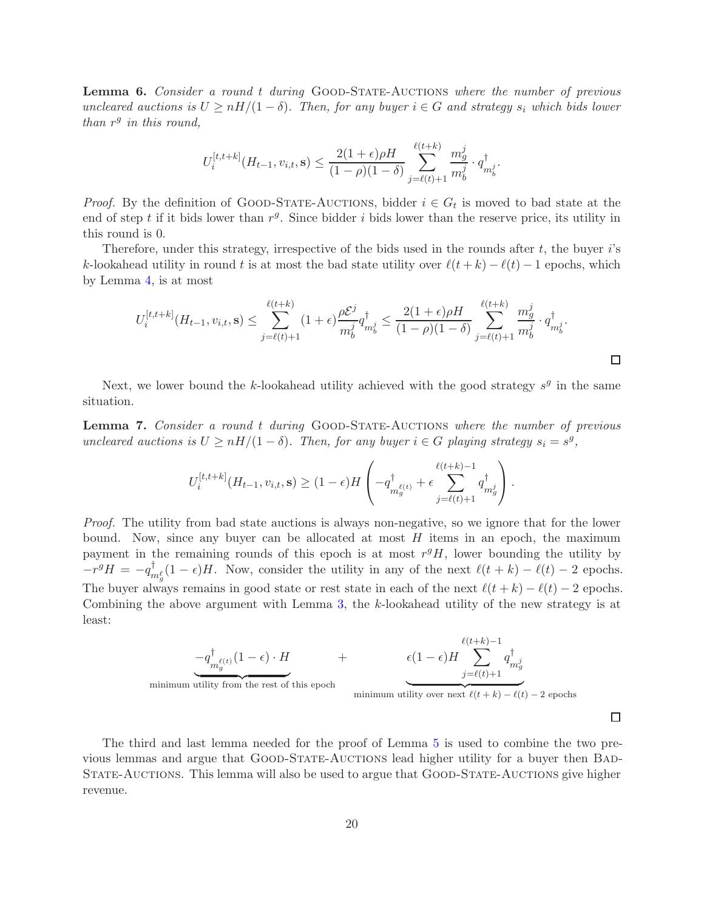**Lemma 6.** *Consider a round $t$ during* Good-State-Auctions *where the number of previous uncleared auctions is $U \geq nH/(1-\delta)$. Then, for any buyer $i \in G$ and strategy $s_i$ which bids lower than $r^g$ in this round,*

$$U_i^{[t,t+k]}(H_{t-1}, v_{i,t}, \mathbf{s}) \leq \frac{2(1+\epsilon)\rho H}{(1-\rho)(1-\delta)} \sum_{j=\ell(t)+1}^{\ell(t+k)} \frac{m_g^j}{m_b^j} \cdot q^{\dagger}_{m_b^j}.$$

*Proof.* By the definition of Good-State-Auctions, bidder $i \in G_t$ is moved to bad state at the end of step $t$ if it bids lower than $r^g$. Since bidder $i$ bids lower than the reserve price, its utility in this round is 0.

Therefore, under this strategy, irrespective of the bids used in the rounds after $t$, the buyer $i$'s $k$-lookahead utility in round $t$ is at most the bad state utility over $\ell(t+k) - \ell(t) - 1$ epochs, which by Lemma 4, is at most

$$U_i^{[t,t+k]}(H_{t-1}, v_{i,t}, \mathbf{s}) \leq \sum_{j=\ell(t)+1}^{\ell(t+k)} (1+\epsilon)\frac{\rho \mathcal{E}^j}{m_b^j} q^{\dagger}_{m_b^j} \leq \frac{2(1+\epsilon)\rho H}{(1-\rho)(1-\delta)} \sum_{j=\ell(t)+1}^{\ell(t+k)} \frac{m_g^j}{m_b^j} \cdot q^{\dagger}_{m_b^j}.$$

□

Next, we lower bound the $k$-lookahead utility achieved with the good strategy $s^g$ in the same situation.

**Lemma 7.** *Consider a round $t$ during* Good-State-Auctions *where the number of previous uncleared auctions is $U \geq nH/(1-\delta)$. Then, for any buyer $i \in G$ playing strategy $s_i = s^g$,*

$$U_i^{[t,t+k]}(H_{t-1}, v_{i,t}, \mathbf{s}) \geq (1-\epsilon)H \left( -q^{\dagger}_{m_g^{\ell(t)}} + \epsilon \sum_{j=\ell(t)+1}^{\ell(t+k)-1} q^{\dagger}_{m_g^j} \right).$$

*Proof.* The utility from bad state auctions is always non-negative, so we ignore that for the lower bound. Now, since any buyer can be allocated at most $H$ items in an epoch, the maximum payment in the remaining rounds of this epoch is at most $r^g H$, lower bounding the utility by $-r^g H = -q^{\dagger}_{m_g^{\ell}}(1-\epsilon)H$. Now, consider the utility in any of the next $\ell(t+k) - \ell(t) - 2$ epochs. The buyer always remains in good state or rest state in each of the next $\ell(t+k) - \ell(t) - 2$ epochs. Combining the above argument with Lemma 3, the $k$-lookahead utility of the new strategy is at least:

$$\underbrace{-q^{\dagger}_{m_g^{\ell(t)}}(1-\epsilon) \cdot H}_{\text{minimum utility from the rest of this epoch}} \quad + \quad \underbrace{\epsilon(1-\epsilon)H \sum_{j=\ell(t)+1}^{\ell(t+k)-1} q^{\dagger}_{m_g^j}}_{\text{minimum utility over next } \ell(t+k)-\ell(t)-2 \text{ epochs}}$$

□

The third and last lemma needed for the proof of Lemma 5 is used to combine the two previous lemmas and argue that Good-State-Auctions lead higher utility for a buyer then Bad-State-Auctions. This lemma will also be used to argue that Good-State-Auctions give higher revenue.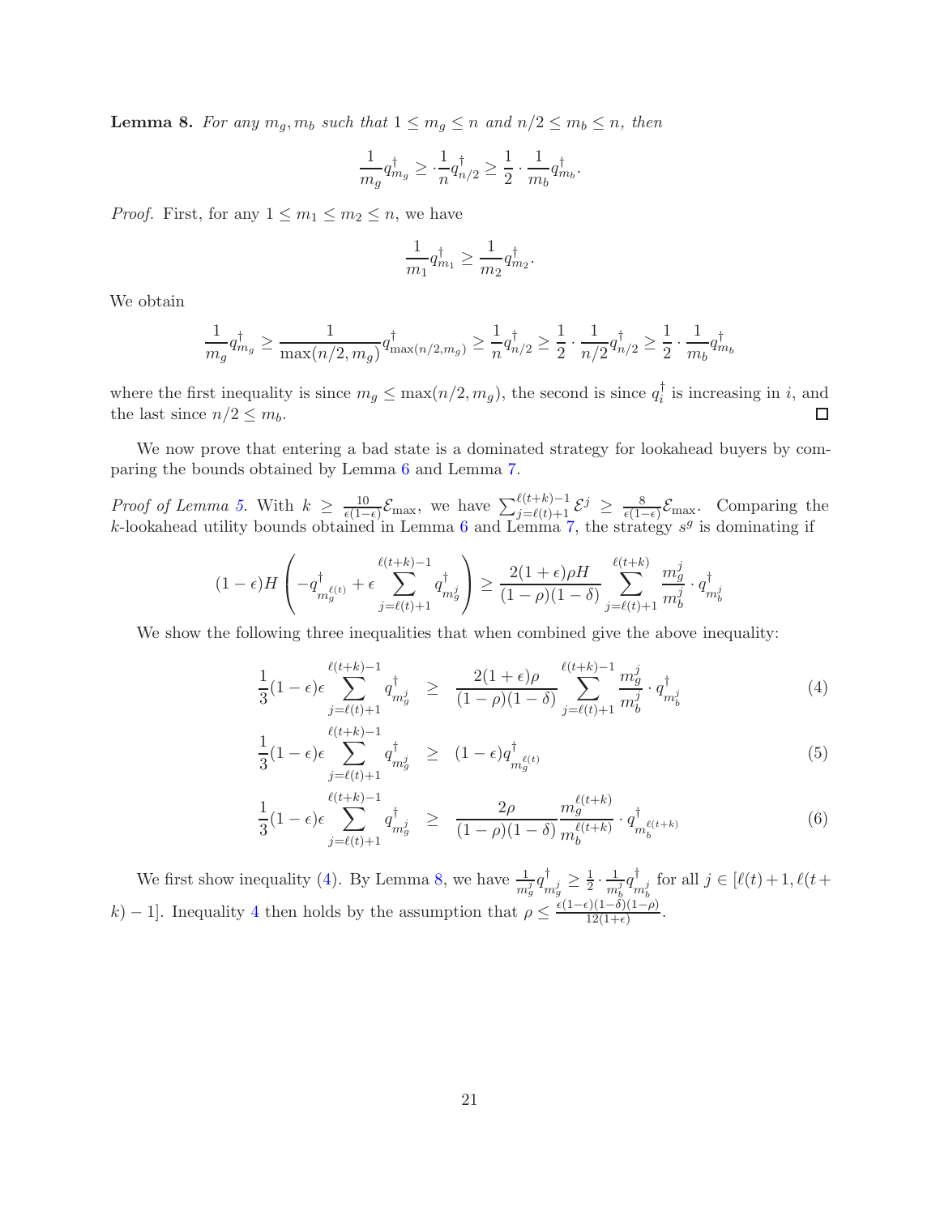**Lemma 8.** *For any $m_g, m_b$ such that $1 \leq m_g \leq n$ and $n/2 \leq m_b \leq n$, then*

$$\frac{1}{m_g} q^\dagger_{m_g} \geq \cdot \frac{1}{n} q^\dagger_{n/2} \geq \frac{1}{2} \cdot \frac{1}{m_b} q^\dagger_{m_b}.$$

*Proof.* First, for any $1 \leq m_1 \leq m_2 \leq n$, we have

$$\frac{1}{m_1} q^\dagger_{m_1} \geq \frac{1}{m_2} q^\dagger_{m_2}.$$

We obtain

$$\frac{1}{m_g} q^\dagger_{m_g} \geq \frac{1}{\max(n/2, m_g)} q^\dagger_{\max(n/2,m_g)} \geq \frac{1}{n} q^\dagger_{n/2} \geq \frac{1}{2} \cdot \frac{1}{n/2} q^\dagger_{n/2} \geq \frac{1}{2} \cdot \frac{1}{m_b} q^\dagger_{m_b}$$

where the first inequality is since $m_g \leq \max(n/2, m_g)$, the second is since $q^\dagger_i$ is increasing in $i$, and the last since $n/2 \leq m_b$. $\square$

We now prove that entering a bad state is a dominated strategy for lookahead buyers by comparing the bounds obtained by Lemma 6 and Lemma 7.

*Proof of Lemma 5.* With $k \geq \frac{10}{\epsilon(1-\epsilon)} \mathcal{E}_{\max}$, we have $\sum_{j=\ell(t)+1}^{\ell(t+k)-1} \mathcal{E}^j \geq \frac{8}{\epsilon(1-\epsilon)} \mathcal{E}_{\max}$. Comparing the $k$-lookahead utility bounds obtained in Lemma 6 and Lemma 7, the strategy $s^g$ is dominating if

$$(1-\epsilon) H \left( -q^\dagger_{m_g^{\ell(t)}} + \epsilon \sum_{j=\ell(t)+1}^{\ell(t+k)-1} q^\dagger_{m_g^j} \right) \geq \frac{2(1+\epsilon)\rho H}{(1-\rho)(1-\delta)} \sum_{j=\ell(t)+1}^{\ell(t+k)} \frac{m_g^j}{m_b^j} \cdot q^\dagger_{m_b^j}$$

We show the following three inequalities that when combined give the above inequality:

$$\frac{1}{3}(1-\epsilon)\epsilon \sum_{j=\ell(t)+1}^{\ell(t+k)-1} q^\dagger_{m_g^j} \geq \frac{2(1+\epsilon)\rho}{(1-\rho)(1-\delta)} \sum_{j=\ell(t)+1}^{\ell(t+k)-1} \frac{m_g^j}{m_b^j} \cdot q^\dagger_{m_b^j} \tag{4}$$

$$\frac{1}{3}(1-\epsilon)\epsilon \sum_{j=\ell(t)+1}^{\ell(t+k)-1} q^\dagger_{m_g^j} \geq (1-\epsilon) q^\dagger_{m_g^{\ell(t)}} \tag{5}$$

$$\frac{1}{3}(1-\epsilon)\epsilon \sum_{j=\ell(t)+1}^{\ell(t+k)-1} q^\dagger_{m_g^j} \geq \frac{2\rho}{(1-\rho)(1-\delta)} \frac{m_g^{\ell(t+k)}}{m_b^{\ell(t+k)}} \cdot q^\dagger_{m_b^{\ell(t+k)}} \tag{6}$$

We first show inequality (4). By Lemma 8, we have $\frac{1}{m_g^j} q^\dagger_{m_g^j} \geq \frac{1}{2} \cdot \frac{1}{m_b^j} q^\dagger_{m_b^j}$ for all $j \in [\ell(t)+1, \ell(t+k)-1]$. Inequality 4 then holds by the assumption that $\rho \leq \frac{\epsilon(1-\epsilon)(1-\delta)(1-\rho)}{12(1+\epsilon)}$.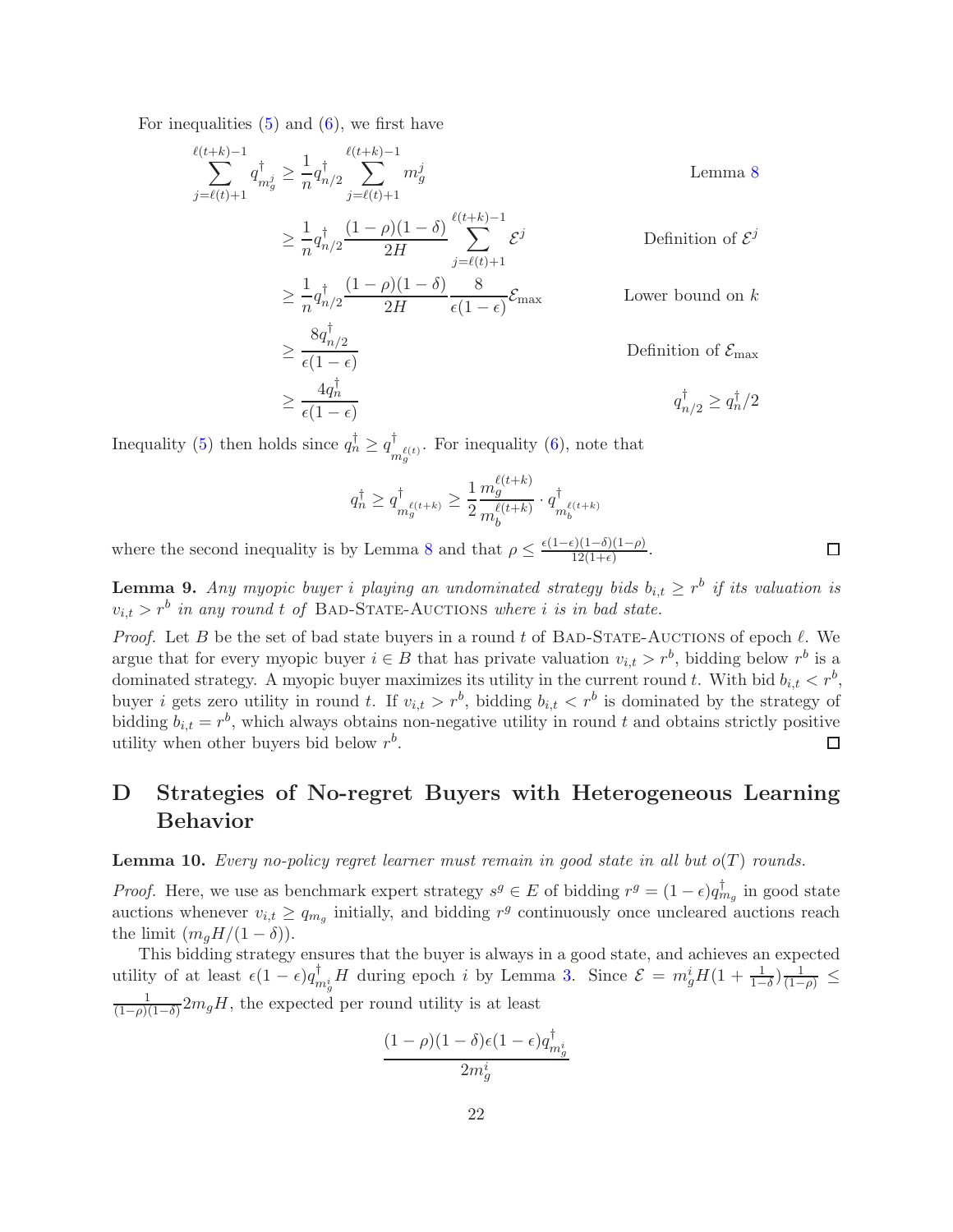For inequalities (5) and (6), we first have

$$
\begin{aligned}
\sum_{j=\ell(t)+1}^{\ell(t+k)-1} q^{\dagger}_{m_g^j} &\geq \frac{1}{n} q^{\dagger}_{n/2} \sum_{j=\ell(t)+1}^{\ell(t+k)-1} m_g^j && \text{Lemma 8} \\
&\geq \frac{1}{n} q^{\dagger}_{n/2} \frac{(1-\rho)(1-\delta)}{2H} \sum_{j=\ell(t)+1}^{\ell(t+k)-1} \mathcal{E}^j && \text{Definition of } \mathcal{E}^j \\
&\geq \frac{1}{n} q^{\dagger}_{n/2} \frac{(1-\rho)(1-\delta)}{2H} \frac{8}{\epsilon(1-\epsilon)} \mathcal{E}_{\max} && \text{Lower bound on } k \\
&\geq \frac{8 q^{\dagger}_{n/2}}{\epsilon(1-\epsilon)} && \text{Definition of } \mathcal{E}_{\max} \\
&\geq \frac{4 q^{\dagger}_{n}}{\epsilon(1-\epsilon)} && q^{\dagger}_{n/2} \geq q^{\dagger}_n/2
\end{aligned}
$$

Inequality (5) then holds since $q^{\dagger}_n \geq q^{\dagger}_{m_g^{\ell(t)}}$. For inequality (6), note that

$$
q^{\dagger}_n \geq q^{\dagger}_{m_g^{\ell(t+k)}} \geq \frac{1}{2} \frac{m_g^{\ell(t+k)}}{m_b^{\ell(t+k)}} \cdot q^{\dagger}_{m_b^{\ell(t+k)}}
$$

where the second inequality is by Lemma 8 and that $\rho \leq \frac{\epsilon(1-\epsilon)(1-\delta)(1-\rho)}{12(1+\epsilon)}$. ◻

**Lemma 9.** *Any myopic buyer $i$ playing an undominated strategy bids $b_{i,t} \geq r^b$ if its valuation is $v_{i,t} > r^b$ in any round $t$ of* Bad-State-Auctions *where $i$ is in bad state.*

*Proof.* Let $B$ be the set of bad state buyers in a round $t$ of Bad-State-Auctions of epoch $\ell$. We argue that for every myopic buyer $i \in B$ that has private valuation $v_{i,t} > r^b$, bidding below $r^b$ is a dominated strategy. A myopic buyer maximizes its utility in the current round $t$. With bid $b_{i,t} < r^b$, buyer $i$ gets zero utility in round $t$. If $v_{i,t} > r^b$, bidding $b_{i,t} < r^b$ is dominated by the strategy of bidding $b_{i,t} = r^b$, which always obtains non-negative utility in round $t$ and obtains strictly positive utility when other buyers bid below $r^b$. ◻

# D Strategies of No-regret Buyers with Heterogeneous Learning Behavior

**Lemma 10.** *Every no-policy regret learner must remain in good state in all but $o(T)$ rounds.*

*Proof.* Here, we use as benchmark expert strategy $s^g \in E$ of bidding $r^g = (1-\epsilon) q^{\dagger}_{m_g}$ in good state auctions whenever $v_{i,t} \geq q_{m_g}$ initially, and bidding $r^g$ continuously once uncleared auctions reach the limit $(m_g H/(1-\delta))$.

This bidding strategy ensures that the buyer is always in a good state, and achieves an expected utility of at least $\epsilon(1-\epsilon) q^{\dagger}_{m_g^i} H$ during epoch $i$ by Lemma 3. Since $\mathcal{E} = m_g^i H (1 + \frac{1}{1-\delta}) \frac{1}{(1-\rho)} \leq \frac{1}{(1-\rho)(1-\delta)} 2 m_g H$, the expected per round utility is at least

$$
\frac{(1-\rho)(1-\delta)\epsilon(1-\epsilon) q^{\dagger}_{m_g^i}}{2 m_g^i}
$$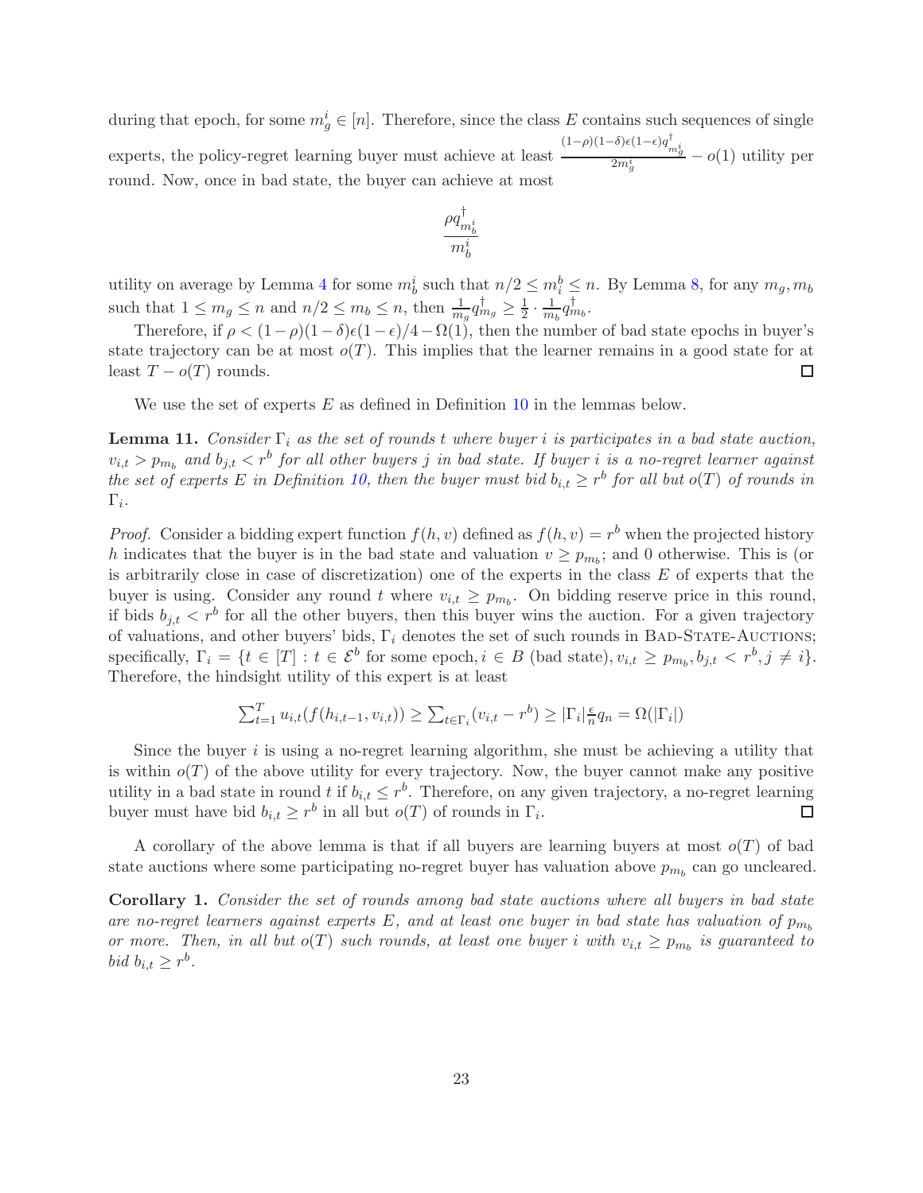during that epoch, for some $m_g^i \in [n]$. Therefore, since the class $E$ contains such sequences of single experts, the policy-regret learning buyer must achieve at least $\frac{(1-\rho)(1-\delta)\epsilon(1-\epsilon)q^{\dagger}_{m_g^i}}{2m_g^i} - o(1)$ utility per round. Now, once in bad state, the buyer can achieve at most

$$\frac{\rho q^{\dagger}_{m_b^i}}{m_b^i}$$

utility on average by Lemma 4 for some $m_b^i$ such that $n/2 \le m_i^b \le n$. By Lemma 8, for any $m_g, m_b$ such that $1 \le m_g \le n$ and $n/2 \le m_b \le n$, then $\frac{1}{m_g}q^{\dagger}_{m_g} \ge \frac{1}{2} \cdot \frac{1}{m_b}q^{\dagger}_{m_b}$.

Therefore, if $\rho < (1-\rho)(1-\delta)\epsilon(1-\epsilon)/4 - \Omega(1)$, then the number of bad state epochs in buyer's state trajectory can be at most $o(T)$. This implies that the learner remains in a good state for at least $T - o(T)$ rounds. □

We use the set of experts $E$ as defined in Definition 10 in the lemmas below.

**Lemma 11.** *Consider $\Gamma_i$ as the set of rounds $t$ where buyer $i$ is participates in a bad state auction, $v_{i,t} > p_{m_b}$ and $b_{j,t} < r^b$ for all other buyers $j$ in bad state. If buyer $i$ is a no-regret learner against the set of experts $E$ in Definition 10, then the buyer must bid $b_{i,t} \ge r^b$ for all but $o(T)$ of rounds in $\Gamma_i$.*

*Proof.* Consider a bidding expert function $f(h,v)$ defined as $f(h,v) = r^b$ when the projected history $h$ indicates that the buyer is in the bad state and valuation $v \ge p_{m_b}$; and 0 otherwise. This is (or is arbitrarily close in case of discretization) one of the experts in the class $E$ of experts that the buyer is using. Consider any round $t$ where $v_{i,t} \ge p_{m_b}$. On bidding reserve price in this round, if bids $b_{j,t} < r^b$ for all the other buyers, then this buyer wins the auction. For a given trajectory of valuations, and other buyers' bids, $\Gamma_i$ denotes the set of such rounds in Bad-State-Auctions; specifically, $\Gamma_i = \{t \in [T] : t \in \mathcal{E}^b \text{ for some epoch}, i \in B \text{ (bad state)}, v_{i,t} \ge p_{m_b}, b_{j,t} < r^b, j \ne i\}$. Therefore, the hindsight utility of this expert is at least

$$\sum_{t=1}^{T} u_{i,t}(f(h_{i,t-1}, v_{i,t})) \ge \sum_{t\in\Gamma_i}(v_{i,t} - r^b) \ge |\Gamma_i|\frac{\epsilon}{n}q_n = \Omega(|\Gamma_i|)$$

Since the buyer $i$ is using a no-regret learning algorithm, she must be achieving a utility that is within $o(T)$ of the above utility for every trajectory. Now, the buyer cannot make any positive utility in a bad state in round $t$ if $b_{i,t} \le r^b$. Therefore, on any given trajectory, a no-regret learning buyer must have bid $b_{i,t} \ge r^b$ in all but $o(T)$ of rounds in $\Gamma_i$. □

A corollary of the above lemma is that if all buyers are learning buyers at most $o(T)$ of bad state auctions where some participating no-regret buyer has valuation above $p_{m_b}$ can go uncleared.

**Corollary 1.** *Consider the set of rounds among bad state auctions where all buyers in bad state are no-regret learners against experts $E$, and at least one buyer in bad state has valuation of $p_{m_b}$ or more. Then, in all but $o(T)$ such rounds, at least one buyer $i$ with $v_{i,t} \ge p_{m_b}$ is guaranteed to bid $b_{i,t} \ge r^b$.*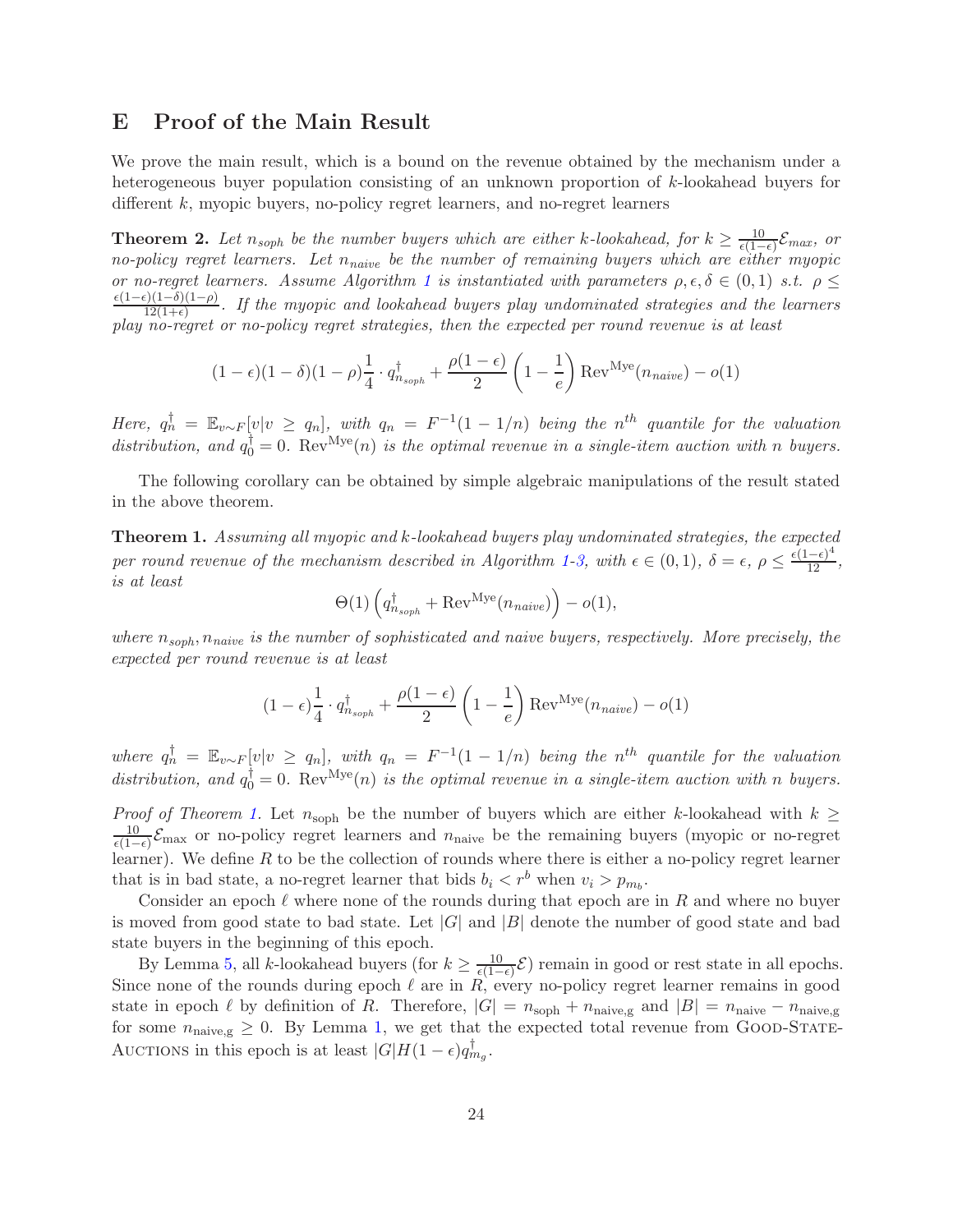## E Proof of the Main Result

We prove the main result, which is a bound on the revenue obtained by the mechanism under a heterogeneous buyer population consisting of an unknown proportion of $k$-lookahead buyers for different $k$, myopic buyers, no-policy regret learners, and no-regret learners

**Theorem 2.** *Let $n_{soph}$ be the number buyers which are either $k$-lookahead, for $k \geq \frac{10}{\epsilon(1-\epsilon)}\mathcal{E}_{max}$, or no-policy regret learners. Let $n_{naive}$ be the number of remaining buyers which are either myopic or no-regret learners. Assume Algorithm 1 is instantiated with parameters $\rho, \epsilon, \delta \in (0,1)$ s.t. $\rho \leq \frac{\epsilon(1-\epsilon)(1-\delta)(1-\rho)}{12(1+\epsilon)}$. If the myopic and lookahead buyers play undominated strategies and the learners play no-regret or no-policy regret strategies, then the expected per round revenue is at least*

$$(1-\epsilon)(1-\delta)(1-\rho)\frac{1}{4} \cdot q^{\dagger}_{n_{soph}} + \frac{\rho(1-\epsilon)}{2}\left(1 - \frac{1}{e}\right)\text{Rev}^{\text{Mye}}(n_{naive}) - o(1)$$

*Here, $q^{\dagger}_n = \mathbb{E}_{v\sim F}[v|v \geq q_n]$, with $q_n = F^{-1}(1-1/n)$ being the $n^{th}$ quantile for the valuation distribution, and $q^{\dagger}_0 = 0$. $\text{Rev}^{\text{Mye}}(n)$ is the optimal revenue in a single-item auction with $n$ buyers.*

The following corollary can be obtained by simple algebraic manipulations of the result stated in the above theorem.

**Theorem 1.** *Assuming all myopic and $k$-lookahead buyers play undominated strategies, the expected per round revenue of the mechanism described in Algorithm 1-3, with $\epsilon \in (0,1)$, $\delta = \epsilon$, $\rho \leq \frac{\epsilon(1-\epsilon)^4}{12}$, is at least*

$$\Theta(1)\left(q^{\dagger}_{n_{soph}} + \text{Rev}^{\text{Mye}}(n_{naive})\right) - o(1),$$

*where $n_{soph}, n_{naive}$ is the number of sophisticated and naive buyers, respectively. More precisely, the expected per round revenue is at least*

$$(1-\epsilon)\frac{1}{4} \cdot q^{\dagger}_{n_{soph}} + \frac{\rho(1-\epsilon)}{2}\left(1 - \frac{1}{e}\right)\text{Rev}^{\text{Mye}}(n_{naive}) - o(1)$$

*where $q^{\dagger}_n = \mathbb{E}_{v\sim F}[v|v \geq q_n]$, with $q_n = F^{-1}(1-1/n)$ being the $n^{th}$ quantile for the valuation distribution, and $q^{\dagger}_0 = 0$. $\text{Rev}^{\text{Mye}}(n)$ is the optimal revenue in a single-item auction with $n$ buyers.*

*Proof of Theorem 1.* Let $n_{\text{soph}}$ be the number of buyers which are either $k$-lookahead with $k \geq \frac{10}{\epsilon(1-\epsilon)}\mathcal{E}_{\max}$ or no-policy regret learners and $n_{\text{naive}}$ be the remaining buyers (myopic or no-regret learner). We define $R$ to be the collection of rounds where there is either a no-policy regret learner that is in bad state, a no-regret learner that bids $b_i < r^b$ when $v_i > p_{m_b}$.

Consider an epoch $\ell$ where none of the rounds during that epoch are in $R$ and where no buyer is moved from good state to bad state. Let $|G|$ and $|B|$ denote the number of good state and bad state buyers in the beginning of this epoch.

By Lemma 5, all $k$-lookahead buyers (for $k \geq \frac{10}{\epsilon(1-\epsilon)}\mathcal{E}$) remain in good or rest state in all epochs. Since none of the rounds during epoch $\ell$ are in $R$, every no-policy regret learner remains in good state in epoch $\ell$ by definition of $R$. Therefore, $|G| = n_{\text{soph}} + n_{\text{naive,g}}$ and $|B| = n_{\text{naive}} - n_{\text{naive,g}}$ for some $n_{\text{naive,g}} \geq 0$. By Lemma 1, we get that the expected total revenue from Good-State-Auctions in this epoch is at least $|G|H(1-\epsilon)q^{\dagger}_{m_g}$.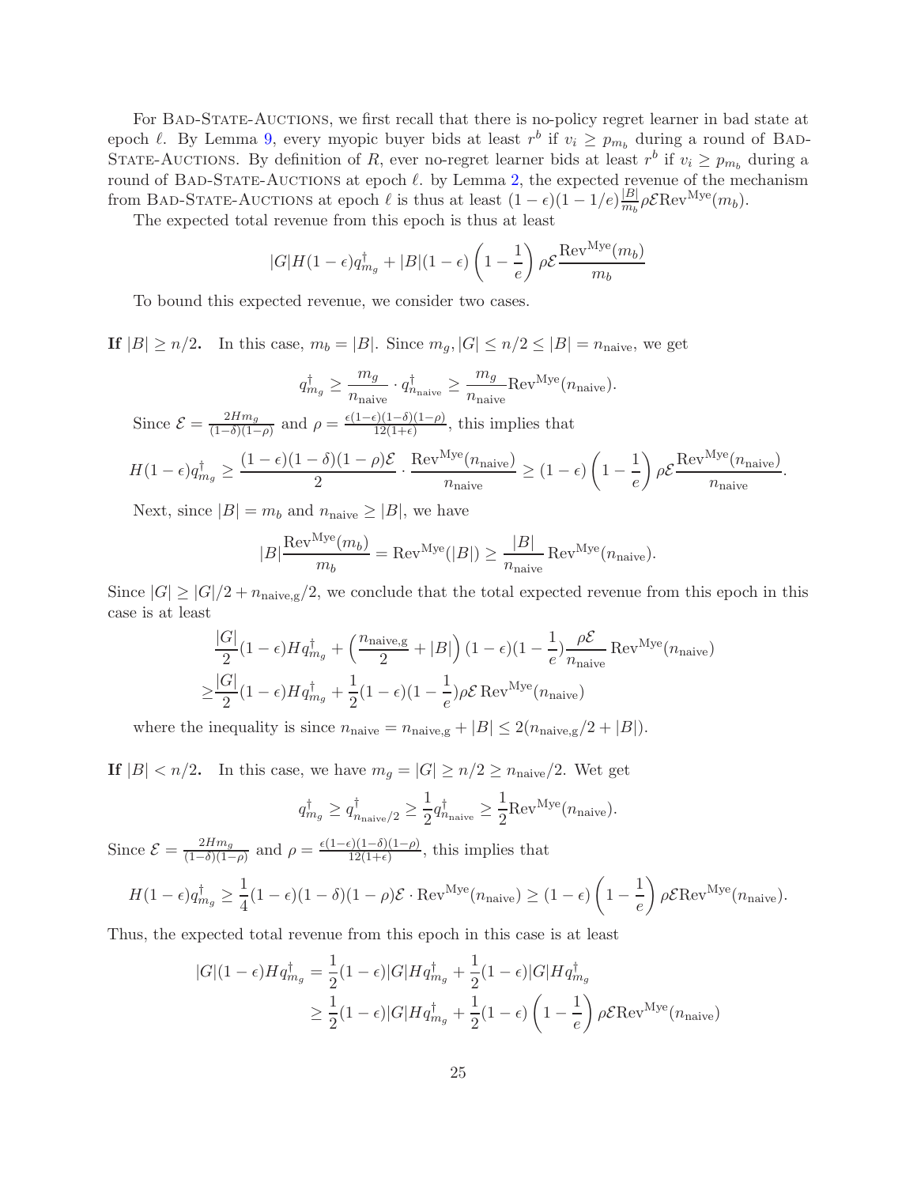For Bad-State-Auctions, we first recall that there is no-policy regret learner in bad state at epoch $\ell$. By Lemma 9, every myopic buyer bids at least $r^b$ if $v_i \geq p_{m_b}$ during a round of Bad-State-Auctions. By definition of $R$, ever no-regret learner bids at least $r^b$ if $v_i \geq p_{m_b}$ during a round of Bad-State-Auctions at epoch $\ell$. by Lemma 2, the expected revenue of the mechanism from Bad-State-Auctions at epoch $\ell$ is thus at least $(1-\epsilon)(1-1/e)\frac{|B|}{m_b}\rho\mathcal{E}\text{Rev}^{\text{Mye}}(m_b)$.

The expected total revenue from this epoch is thus at least

$$|G|H(1-\epsilon)q^{\dagger}_{m_g} + |B|(1-\epsilon)\left(1-\frac{1}{e}\right)\rho\mathcal{E}\frac{\text{Rev}^{\text{Mye}}(m_b)}{m_b}$$

To bound this expected revenue, we consider two cases.

**If $|B| \geq n/2$.** In this case, $m_b = |B|$. Since $m_g, |G| \leq n/2 \leq |B| = n_{\text{naive}}$, we get

$$q^{\dagger}_{m_g} \geq \frac{m_g}{n_{\text{naive}}} \cdot q^{\dagger}_{n_{\text{naive}}} \geq \frac{m_g}{n_{\text{naive}}}\text{Rev}^{\text{Mye}}(n_{\text{naive}}).$$

Since $\mathcal{E} = \frac{2Hm_g}{(1-\delta)(1-\rho)}$ and $\rho = \frac{\epsilon(1-\epsilon)(1-\delta)(1-\rho)}{12(1+\epsilon)}$, this implies that

$$H(1-\epsilon)q^{\dagger}_{m_g} \geq \frac{(1-\epsilon)(1-\delta)(1-\rho)\mathcal{E}}{2} \cdot \frac{\text{Rev}^{\text{Mye}}(n_{\text{naive}})}{n_{\text{naive}}} \geq (1-\epsilon)\left(1-\frac{1}{e}\right)\rho\mathcal{E}\frac{\text{Rev}^{\text{Mye}}(n_{\text{naive}})}{n_{\text{naive}}}.$$

Next, since $|B| = m_b$ and $n_{\text{naive}} \geq |B|$, we have

$$|B|\frac{\text{Rev}^{\text{Mye}}(m_b)}{m_b} = \text{Rev}^{\text{Mye}}(|B|) \geq \frac{|B|}{n_{\text{naive}}}\text{Rev}^{\text{Mye}}(n_{\text{naive}}).$$

Since $|G| \geq |G|/2 + n_{\text{naive,g}}/2$, we conclude that the total expected revenue from this epoch in this case is at least

$$\begin{aligned}
&\frac{|G|}{2}(1-\epsilon)Hq^{\dagger}_{m_g} + \left(\frac{n_{\text{naive,g}}}{2} + |B|\right)(1-\epsilon)(1-\frac{1}{e})\frac{\rho\mathcal{E}}{n_{\text{naive}}}\text{Rev}^{\text{Mye}}(n_{\text{naive}}) \\
\geq &\frac{|G|}{2}(1-\epsilon)Hq^{\dagger}_{m_g} + \frac{1}{2}(1-\epsilon)(1-\frac{1}{e})\rho\mathcal{E}\,\text{Rev}^{\text{Mye}}(n_{\text{naive}})
\end{aligned}$$

where the inequality is since $n_{\text{naive}} = n_{\text{naive,g}} + |B| \leq 2(n_{\text{naive,g}}/2 + |B|)$.

**If $|B| < n/2$.** In this case, we have $m_g = |G| \geq n/2 \geq n_{\text{naive}}/2$. Wet get

$$q^{\dagger}_{m_g} \geq q^{\dagger}_{n_{\text{naive}}/2} \geq \frac{1}{2}q^{\dagger}_{n_{\text{naive}}} \geq \frac{1}{2}\text{Rev}^{\text{Mye}}(n_{\text{naive}}).$$

Since $\mathcal{E} = \frac{2Hm_g}{(1-\delta)(1-\rho)}$ and $\rho = \frac{\epsilon(1-\epsilon)(1-\delta)(1-\rho)}{12(1+\epsilon)}$, this implies that

$$H(1-\epsilon)q^{\dagger}_{m_g} \geq \frac{1}{4}(1-\epsilon)(1-\delta)(1-\rho)\mathcal{E}\cdot\text{Rev}^{\text{Mye}}(n_{\text{naive}}) \geq (1-\epsilon)\left(1-\frac{1}{e}\right)\rho\mathcal{E}\text{Rev}^{\text{Mye}}(n_{\text{naive}}).$$

Thus, the expected total revenue from this epoch in this case is at least

$$\begin{aligned}
|G|(1-\epsilon)Hq^{\dagger}_{m_g} &= \frac{1}{2}(1-\epsilon)|G|Hq^{\dagger}_{m_g} + \frac{1}{2}(1-\epsilon)|G|Hq^{\dagger}_{m_g} \\
&\geq \frac{1}{2}(1-\epsilon)|G|Hq^{\dagger}_{m_g} + \frac{1}{2}(1-\epsilon)\left(1-\frac{1}{e}\right)\rho\mathcal{E}\text{Rev}^{\text{Mye}}(n_{\text{naive}})
\end{aligned}$$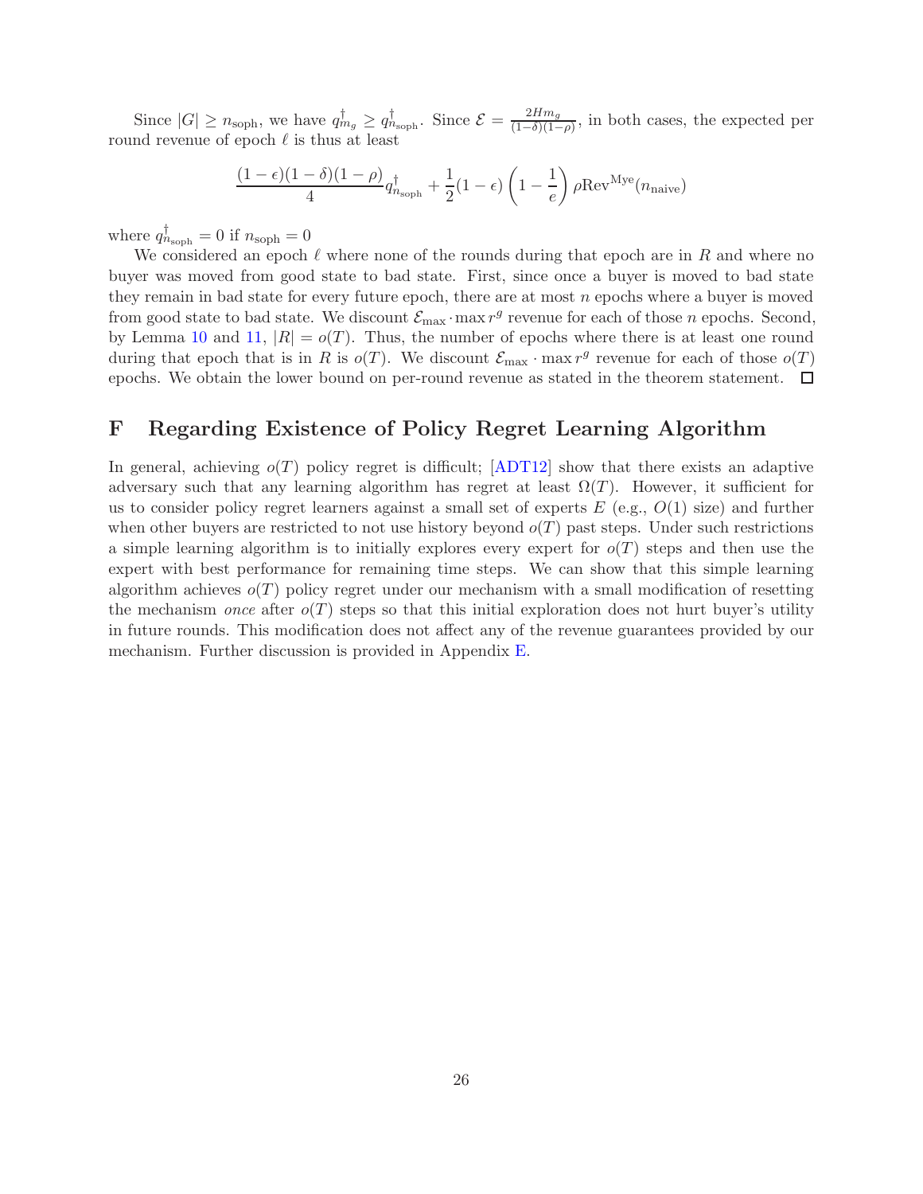Since $|G| \geq n_{\text{soph}}$, we have $q^{\dagger}_{m_g} \geq q^{\dagger}_{n_{\text{soph}}}$. Since $\mathcal{E} = \frac{2Hm_g}{(1-\delta)(1-\rho)}$, in both cases, the expected per round revenue of epoch $\ell$ is thus at least

$$\frac{(1-\epsilon)(1-\delta)(1-\rho)}{4} q^{\dagger}_{n_{\text{soph}}} + \frac{1}{2}(1-\epsilon)\left(1 - \frac{1}{e}\right)\rho \text{Rev}^{\text{Mye}}(n_{\text{naive}})$$

where $q^{\dagger}_{n_{\text{soph}}} = 0$ if $n_{\text{soph}} = 0$

We considered an epoch $\ell$ where none of the rounds during that epoch are in $R$ and where no buyer was moved from good state to bad state. First, since once a buyer is moved to bad state they remain in bad state for every future epoch, there are at most $n$ epochs where a buyer is moved from good state to bad state. We discount $\mathcal{E}_{\max} \cdot \max r^g$ revenue for each of those $n$ epochs. Second, by Lemma 10 and 11, $|R| = o(T)$. Thus, the number of epochs where there is at least one round during that epoch that is in $R$ is $o(T)$. We discount $\mathcal{E}_{\max} \cdot \max r^g$ revenue for each of those $o(T)$ epochs. We obtain the lower bound on per-round revenue as stated in the theorem statement. □

# F Regarding Existence of Policy Regret Learning Algorithm

In general, achieving $o(T)$ policy regret is difficult; [ADT12] show that there exists an adaptive adversary such that any learning algorithm has regret at least $\Omega(T)$. However, it sufficient for us to consider policy regret learners against a small set of experts $E$ (e.g., $O(1)$ size) and further when other buyers are restricted to not use history beyond $o(T)$ past steps. Under such restrictions a simple learning algorithm is to initially explores every expert for $o(T)$ steps and then use the expert with best performance for remaining time steps. We can show that this simple learning algorithm achieves $o(T)$ policy regret under our mechanism with a small modification of resetting the mechanism *once* after $o(T)$ steps so that this initial exploration does not hurt buyer's utility in future rounds. This modification does not affect any of the revenue guarantees provided by our mechanism. Further discussion is provided in Appendix E.